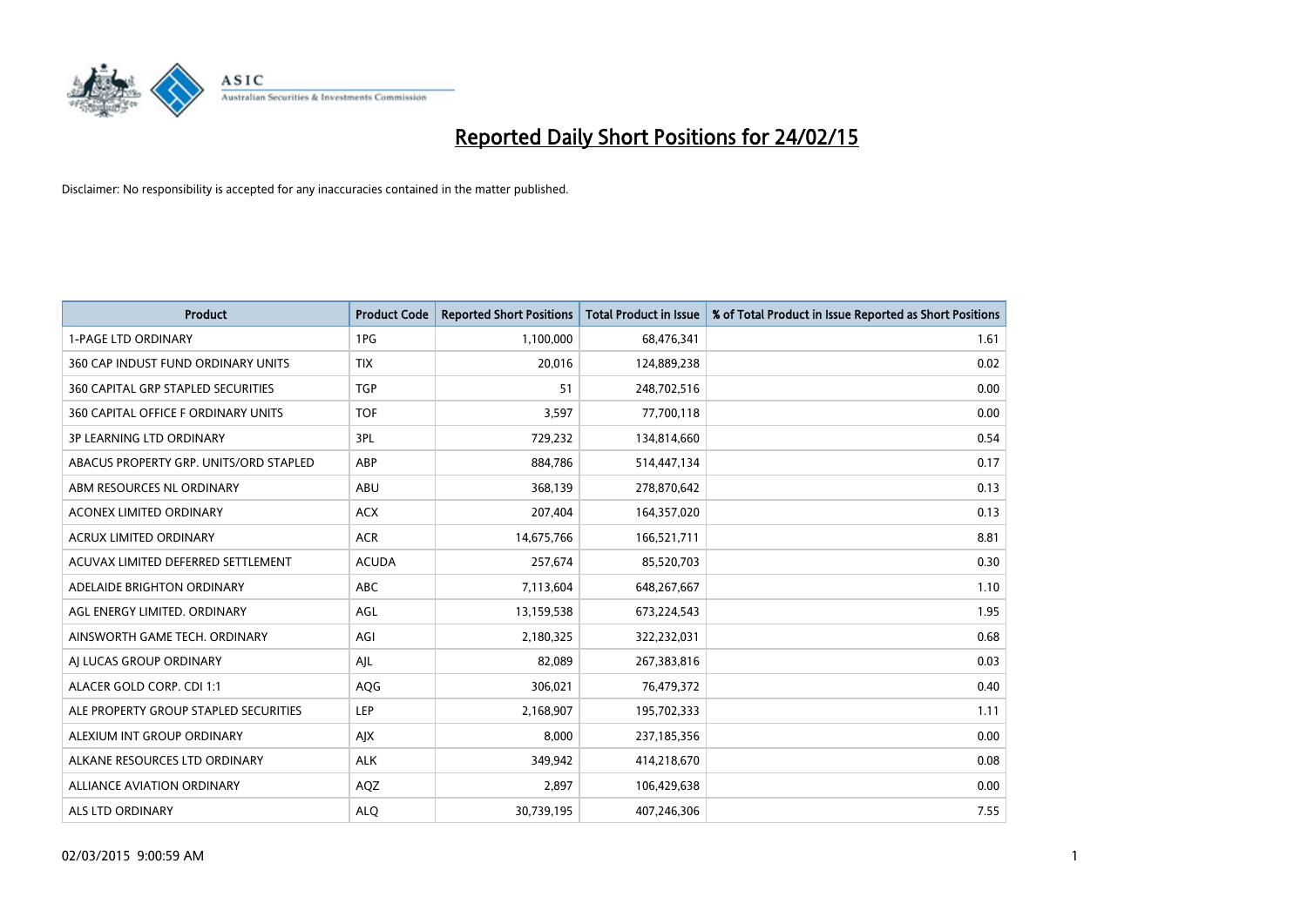# Reported Daily Short Positions for 24/02/15

Disclaimer: No responsibility is accepted for any inaccuracies contained in the matter published.

| Product | Product Code | Reported Short Positions | Total Product in Issue | % of Total Product in Issue Reported as Short Positions |
|---|---|---|---|---|
| 1-PAGE LTD ORDINARY | 1PG | 1,100,000 | 68,476,341 | 1.61 |
| 360 CAP INDUST FUND ORDINARY UNITS | TIX | 20,016 | 124,889,238 | 0.02 |
| 360 CAPITAL GRP STAPLED SECURITIES | TGP | 51 | 248,702,516 | 0.00 |
| 360 CAPITAL OFFICE F ORDINARY UNITS | TOF | 3,597 | 77,700,118 | 0.00 |
| 3P LEARNING LTD ORDINARY | 3PL | 729,232 | 134,814,660 | 0.54 |
| ABACUS PROPERTY GRP. UNITS/ORD STAPLED | ABP | 884,786 | 514,447,134 | 0.17 |
| ABM RESOURCES NL ORDINARY | ABU | 368,139 | 278,870,642 | 0.13 |
| ACONEX LIMITED ORDINARY | ACX | 207,404 | 164,357,020 | 0.13 |
| ACRUX LIMITED ORDINARY | ACR | 14,675,766 | 166,521,711 | 8.81 |
| ACUVAX LIMITED DEFERRED SETTLEMENT | ACUDA | 257,674 | 85,520,703 | 0.30 |
| ADELAIDE BRIGHTON ORDINARY | ABC | 7,113,604 | 648,267,667 | 1.10 |
| AGL ENERGY LIMITED. ORDINARY | AGL | 13,159,538 | 673,224,543 | 1.95 |
| AINSWORTH GAME TECH. ORDINARY | AGI | 2,180,325 | 322,232,031 | 0.68 |
| AJ LUCAS GROUP ORDINARY | AJL | 82,089 | 267,383,816 | 0.03 |
| ALACER GOLD CORP. CDI 1:1 | AQG | 306,021 | 76,479,372 | 0.40 |
| ALE PROPERTY GROUP STAPLED SECURITIES | LEP | 2,168,907 | 195,702,333 | 1.11 |
| ALEXIUM INT GROUP ORDINARY | AJX | 8,000 | 237,185,356 | 0.00 |
| ALKANE RESOURCES LTD ORDINARY | ALK | 349,942 | 414,218,670 | 0.08 |
| ALLIANCE AVIATION ORDINARY | AQZ | 2,897 | 106,429,638 | 0.00 |
| ALS LTD ORDINARY | ALQ | 30,739,195 | 407,246,306 | 7.55 |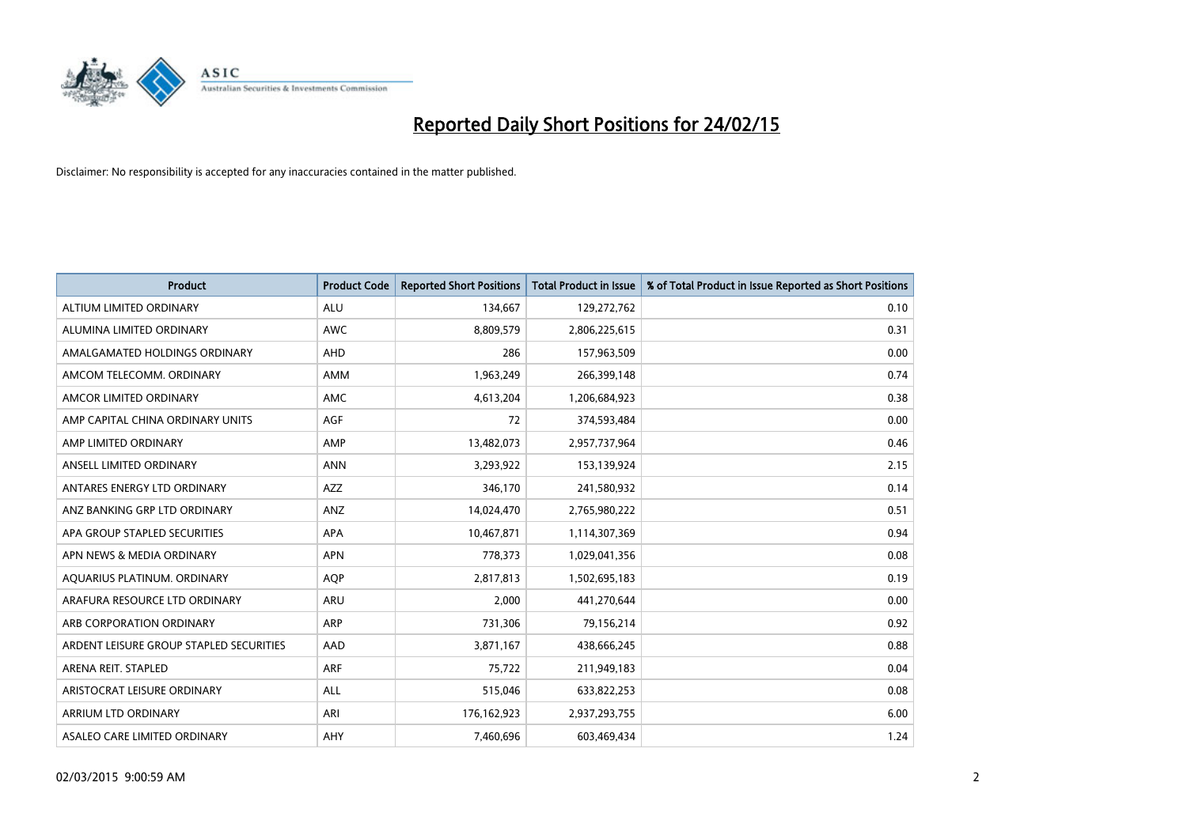# Reported Daily Short Positions for 24/02/15

Disclaimer: No responsibility is accepted for any inaccuracies contained in the matter published.

| Product | Product Code | Reported Short Positions | Total Product in Issue | % of Total Product in Issue Reported as Short Positions |
|---|---|---|---|---|
| ALTIUM LIMITED ORDINARY | ALU | 134,667 | 129,272,762 | 0.10 |
| ALUMINA LIMITED ORDINARY | AWC | 8,809,579 | 2,806,225,615 | 0.31 |
| AMALGAMATED HOLDINGS ORDINARY | AHD | 286 | 157,963,509 | 0.00 |
| AMCOM TELECOMM. ORDINARY | AMM | 1,963,249 | 266,399,148 | 0.74 |
| AMCOR LIMITED ORDINARY | AMC | 4,613,204 | 1,206,684,923 | 0.38 |
| AMP CAPITAL CHINA ORDINARY UNITS | AGF | 72 | 374,593,484 | 0.00 |
| AMP LIMITED ORDINARY | AMP | 13,482,073 | 2,957,737,964 | 0.46 |
| ANSELL LIMITED ORDINARY | ANN | 3,293,922 | 153,139,924 | 2.15 |
| ANTARES ENERGY LTD ORDINARY | AZZ | 346,170 | 241,580,932 | 0.14 |
| ANZ BANKING GRP LTD ORDINARY | ANZ | 14,024,470 | 2,765,980,222 | 0.51 |
| APA GROUP STAPLED SECURITIES | APA | 10,467,871 | 1,114,307,369 | 0.94 |
| APN NEWS & MEDIA ORDINARY | APN | 778,373 | 1,029,041,356 | 0.08 |
| AQUARIUS PLATINUM. ORDINARY | AQP | 2,817,813 | 1,502,695,183 | 0.19 |
| ARAFURA RESOURCE LTD ORDINARY | ARU | 2,000 | 441,270,644 | 0.00 |
| ARB CORPORATION ORDINARY | ARP | 731,306 | 79,156,214 | 0.92 |
| ARDENT LEISURE GROUP STAPLED SECURITIES | AAD | 3,871,167 | 438,666,245 | 0.88 |
| ARENA REIT. STAPLED | ARF | 75,722 | 211,949,183 | 0.04 |
| ARISTOCRAT LEISURE ORDINARY | ALL | 515,046 | 633,822,253 | 0.08 |
| ARRIUM LTD ORDINARY | ARI | 176,162,923 | 2,937,293,755 | 6.00 |
| ASALEO CARE LIMITED ORDINARY | AHY | 7,460,696 | 603,469,434 | 1.24 |

02/03/2015 9:00:59 AM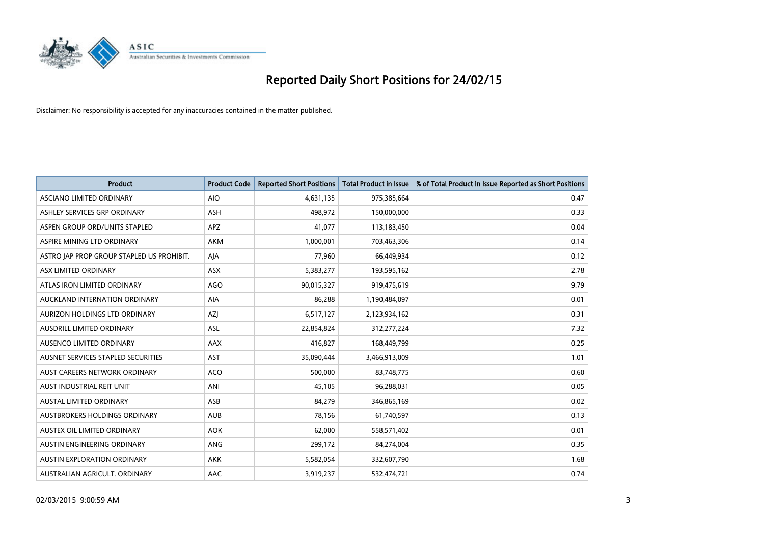# Reported Daily Short Positions for 24/02/15

Disclaimer: No responsibility is accepted for any inaccuracies contained in the matter published.

| Product | Product Code | Reported Short Positions | Total Product in Issue | % of Total Product in Issue Reported as Short Positions |
|---|---|---|---|---|
| ASCIANO LIMITED ORDINARY | AIO | 4,631,135 | 975,385,664 | 0.47 |
| ASHLEY SERVICES GRP ORDINARY | ASH | 498,972 | 150,000,000 | 0.33 |
| ASPEN GROUP ORD/UNITS STAPLED | APZ | 41,077 | 113,183,450 | 0.04 |
| ASPIRE MINING LTD ORDINARY | AKM | 1,000,001 | 703,463,306 | 0.14 |
| ASTRO JAP PROP GROUP STAPLED US PROHIBIT. | AJA | 77,960 | 66,449,934 | 0.12 |
| ASX LIMITED ORDINARY | ASX | 5,383,277 | 193,595,162 | 2.78 |
| ATLAS IRON LIMITED ORDINARY | AGO | 90,015,327 | 919,475,619 | 9.79 |
| AUCKLAND INTERNATION ORDINARY | AIA | 86,288 | 1,190,484,097 | 0.01 |
| AURIZON HOLDINGS LTD ORDINARY | AZJ | 6,517,127 | 2,123,934,162 | 0.31 |
| AUSDRILL LIMITED ORDINARY | ASL | 22,854,824 | 312,277,224 | 7.32 |
| AUSENCO LIMITED ORDINARY | AAX | 416,827 | 168,449,799 | 0.25 |
| AUSNET SERVICES STAPLED SECURITIES | AST | 35,090,444 | 3,466,913,009 | 1.01 |
| AUST CAREERS NETWORK ORDINARY | ACO | 500,000 | 83,748,775 | 0.60 |
| AUST INDUSTRIAL REIT UNIT | ANI | 45,105 | 96,288,031 | 0.05 |
| AUSTAL LIMITED ORDINARY | ASB | 84,279 | 346,865,169 | 0.02 |
| AUSTBROKERS HOLDINGS ORDINARY | AUB | 78,156 | 61,740,597 | 0.13 |
| AUSTEX OIL LIMITED ORDINARY | AOK | 62,000 | 558,571,402 | 0.01 |
| AUSTIN ENGINEERING ORDINARY | ANG | 299,172 | 84,274,004 | 0.35 |
| AUSTIN EXPLORATION ORDINARY | AKK | 5,582,054 | 332,607,790 | 1.68 |
| AUSTRALIAN AGRICULT. ORDINARY | AAC | 3,919,237 | 532,474,721 | 0.74 |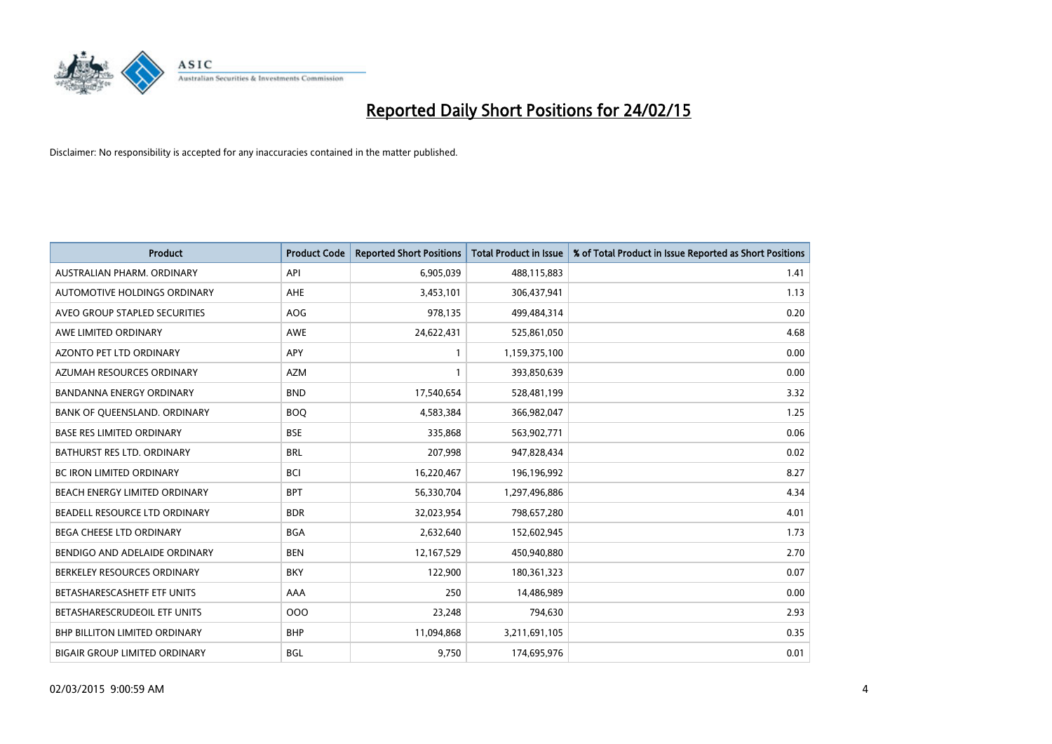# Reported Daily Short Positions for 24/02/15

Disclaimer: No responsibility is accepted for any inaccuracies contained in the matter published.

| Product | Product Code | Reported Short Positions | Total Product in Issue | % of Total Product in Issue Reported as Short Positions |
|---|---|---|---|---|
| AUSTRALIAN PHARM. ORDINARY | API | 6,905,039 | 488,115,883 | 1.41 |
| AUTOMOTIVE HOLDINGS ORDINARY | AHE | 3,453,101 | 306,437,941 | 1.13 |
| AVEO GROUP STAPLED SECURITIES | AOG | 978,135 | 499,484,314 | 0.20 |
| AWE LIMITED ORDINARY | AWE | 24,622,431 | 525,861,050 | 4.68 |
| AZONTO PET LTD ORDINARY | APY | 1 | 1,159,375,100 | 0.00 |
| AZUMAH RESOURCES ORDINARY | AZM | 1 | 393,850,639 | 0.00 |
| BANDANNA ENERGY ORDINARY | BND | 17,540,654 | 528,481,199 | 3.32 |
| BANK OF QUEENSLAND. ORDINARY | BOQ | 4,583,384 | 366,982,047 | 1.25 |
| BASE RES LIMITED ORDINARY | BSE | 335,868 | 563,902,771 | 0.06 |
| BATHURST RES LTD. ORDINARY | BRL | 207,998 | 947,828,434 | 0.02 |
| BC IRON LIMITED ORDINARY | BCI | 16,220,467 | 196,196,992 | 8.27 |
| BEACH ENERGY LIMITED ORDINARY | BPT | 56,330,704 | 1,297,496,886 | 4.34 |
| BEADELL RESOURCE LTD ORDINARY | BDR | 32,023,954 | 798,657,280 | 4.01 |
| BEGA CHEESE LTD ORDINARY | BGA | 2,632,640 | 152,602,945 | 1.73 |
| BENDIGO AND ADELAIDE ORDINARY | BEN | 12,167,529 | 450,940,880 | 2.70 |
| BERKELEY RESOURCES ORDINARY | BKY | 122,900 | 180,361,323 | 0.07 |
| BETASHARESCASHETF ETF UNITS | AAA | 250 | 14,486,989 | 0.00 |
| BETASHARESCRUDEOIL ETF UNITS | OOO | 23,248 | 794,630 | 2.93 |
| BHP BILLITON LIMITED ORDINARY | BHP | 11,094,868 | 3,211,691,105 | 0.35 |
| BIGAIR GROUP LIMITED ORDINARY | BGL | 9,750 | 174,695,976 | 0.01 |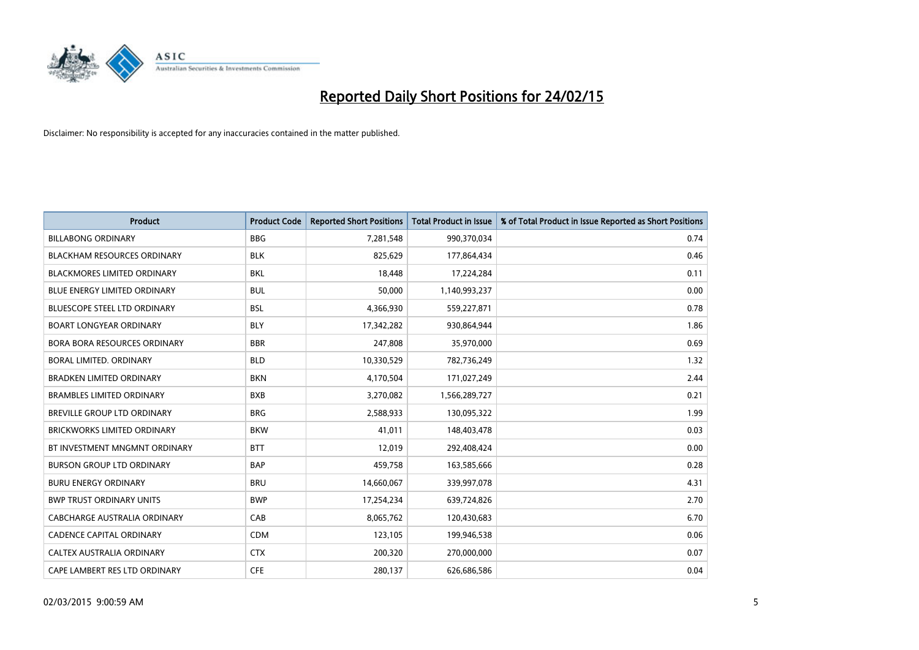# Reported Daily Short Positions for 24/02/15

Disclaimer: No responsibility is accepted for any inaccuracies contained in the matter published.

| Product | Product Code | Reported Short Positions | Total Product in Issue | % of Total Product in Issue Reported as Short Positions |
|---|---|---|---|---|
| BILLABONG ORDINARY | BBG | 7,281,548 | 990,370,034 | 0.74 |
| BLACKHAM RESOURCES ORDINARY | BLK | 825,629 | 177,864,434 | 0.46 |
| BLACKMORES LIMITED ORDINARY | BKL | 18,448 | 17,224,284 | 0.11 |
| BLUE ENERGY LIMITED ORDINARY | BUL | 50,000 | 1,140,993,237 | 0.00 |
| BLUESCOPE STEEL LTD ORDINARY | BSL | 4,366,930 | 559,227,871 | 0.78 |
| BOART LONGYEAR ORDINARY | BLY | 17,342,282 | 930,864,944 | 1.86 |
| BORA BORA RESOURCES ORDINARY | BBR | 247,808 | 35,970,000 | 0.69 |
| BORAL LIMITED. ORDINARY | BLD | 10,330,529 | 782,736,249 | 1.32 |
| BRADKEN LIMITED ORDINARY | BKN | 4,170,504 | 171,027,249 | 2.44 |
| BRAMBLES LIMITED ORDINARY | BXB | 3,270,082 | 1,566,289,727 | 0.21 |
| BREVILLE GROUP LTD ORDINARY | BRG | 2,588,933 | 130,095,322 | 1.99 |
| BRICKWORKS LIMITED ORDINARY | BKW | 41,011 | 148,403,478 | 0.03 |
| BT INVESTMENT MNGMNT ORDINARY | BTT | 12,019 | 292,408,424 | 0.00 |
| BURSON GROUP LTD ORDINARY | BAP | 459,758 | 163,585,666 | 0.28 |
| BURU ENERGY ORDINARY | BRU | 14,660,067 | 339,997,078 | 4.31 |
| BWP TRUST ORDINARY UNITS | BWP | 17,254,234 | 639,724,826 | 2.70 |
| CABCHARGE AUSTRALIA ORDINARY | CAB | 8,065,762 | 120,430,683 | 6.70 |
| CADENCE CAPITAL ORDINARY | CDM | 123,105 | 199,946,538 | 0.06 |
| CALTEX AUSTRALIA ORDINARY | CTX | 200,320 | 270,000,000 | 0.07 |
| CAPE LAMBERT RES LTD ORDINARY | CFE | 280,137 | 626,686,586 | 0.04 |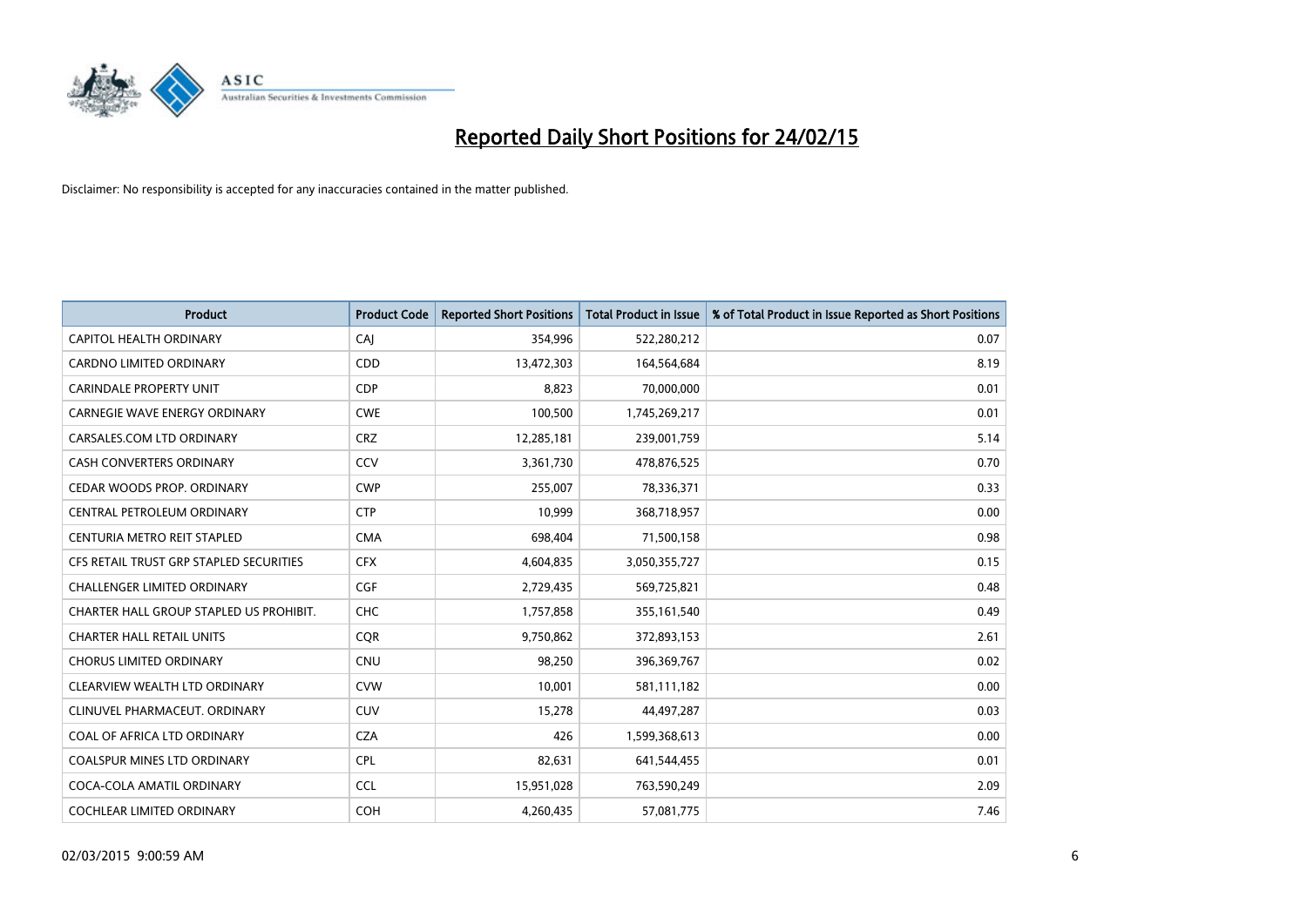# Reported Daily Short Positions for 24/02/15

Disclaimer: No responsibility is accepted for any inaccuracies contained in the matter published.

| Product | Product Code | Reported Short Positions | Total Product in Issue | % of Total Product in Issue Reported as Short Positions |
|---|---|---|---|---|
| CAPITOL HEALTH ORDINARY | CAJ | 354,996 | 522,280,212 | 0.07 |
| CARDNO LIMITED ORDINARY | CDD | 13,472,303 | 164,564,684 | 8.19 |
| CARINDALE PROPERTY UNIT | CDP | 8,823 | 70,000,000 | 0.01 |
| CARNEGIE WAVE ENERGY ORDINARY | CWE | 100,500 | 1,745,269,217 | 0.01 |
| CARSALES.COM LTD ORDINARY | CRZ | 12,285,181 | 239,001,759 | 5.14 |
| CASH CONVERTERS ORDINARY | CCV | 3,361,730 | 478,876,525 | 0.70 |
| CEDAR WOODS PROP. ORDINARY | CWP | 255,007 | 78,336,371 | 0.33 |
| CENTRAL PETROLEUM ORDINARY | CTP | 10,999 | 368,718,957 | 0.00 |
| CENTURIA METRO REIT STAPLED | CMA | 698,404 | 71,500,158 | 0.98 |
| CFS RETAIL TRUST GRP STAPLED SECURITIES | CFX | 4,604,835 | 3,050,355,727 | 0.15 |
| CHALLENGER LIMITED ORDINARY | CGF | 2,729,435 | 569,725,821 | 0.48 |
| CHARTER HALL GROUP STAPLED US PROHIBIT. | CHC | 1,757,858 | 355,161,540 | 0.49 |
| CHARTER HALL RETAIL UNITS | CQR | 9,750,862 | 372,893,153 | 2.61 |
| CHORUS LIMITED ORDINARY | CNU | 98,250 | 396,369,767 | 0.02 |
| CLEARVIEW WEALTH LTD ORDINARY | CVW | 10,001 | 581,111,182 | 0.00 |
| CLINUVEL PHARMACEUT. ORDINARY | CUV | 15,278 | 44,497,287 | 0.03 |
| COAL OF AFRICA LTD ORDINARY | CZA | 426 | 1,599,368,613 | 0.00 |
| COALSPUR MINES LTD ORDINARY | CPL | 82,631 | 641,544,455 | 0.01 |
| COCA-COLA AMATIL ORDINARY | CCL | 15,951,028 | 763,590,249 | 2.09 |
| COCHLEAR LIMITED ORDINARY | COH | 4,260,435 | 57,081,775 | 7.46 |

02/03/2015 9:00:59 AM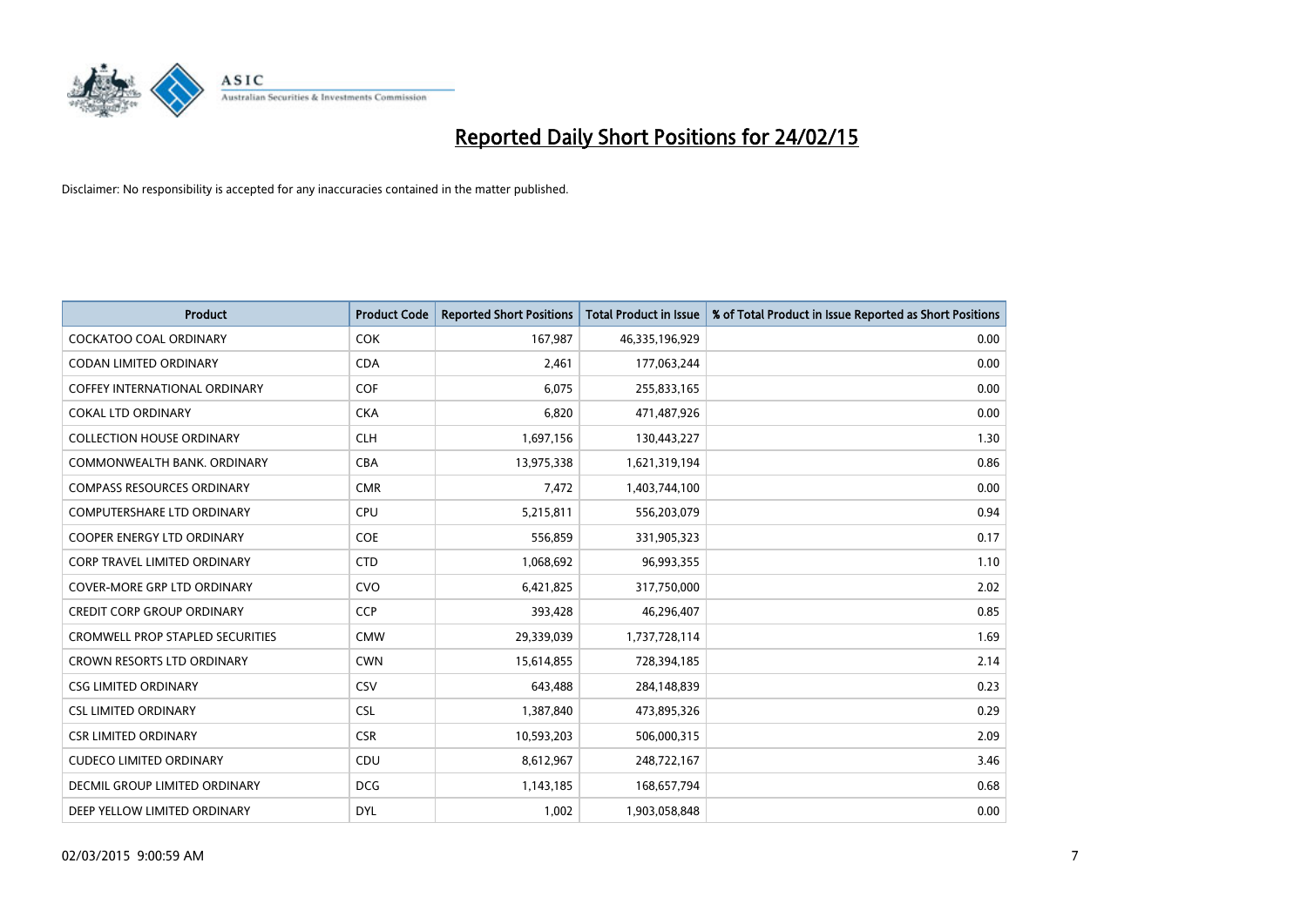# Reported Daily Short Positions for 24/02/15

Disclaimer: No responsibility is accepted for any inaccuracies contained in the matter published.

| Product | Product Code | Reported Short Positions | Total Product in Issue | % of Total Product in Issue Reported as Short Positions |
|---|---|---|---|---|
| COCKATOO COAL ORDINARY | COK | 167,987 | 46,335,196,929 | 0.00 |
| CODAN LIMITED ORDINARY | CDA | 2,461 | 177,063,244 | 0.00 |
| COFFEY INTERNATIONAL ORDINARY | COF | 6,075 | 255,833,165 | 0.00 |
| COKAL LTD ORDINARY | CKA | 6,820 | 471,487,926 | 0.00 |
| COLLECTION HOUSE ORDINARY | CLH | 1,697,156 | 130,443,227 | 1.30 |
| COMMONWEALTH BANK. ORDINARY | CBA | 13,975,338 | 1,621,319,194 | 0.86 |
| COMPASS RESOURCES ORDINARY | CMR | 7,472 | 1,403,744,100 | 0.00 |
| COMPUTERSHARE LTD ORDINARY | CPU | 5,215,811 | 556,203,079 | 0.94 |
| COOPER ENERGY LTD ORDINARY | COE | 556,859 | 331,905,323 | 0.17 |
| CORP TRAVEL LIMITED ORDINARY | CTD | 1,068,692 | 96,993,355 | 1.10 |
| COVER-MORE GRP LTD ORDINARY | CVO | 6,421,825 | 317,750,000 | 2.02 |
| CREDIT CORP GROUP ORDINARY | CCP | 393,428 | 46,296,407 | 0.85 |
| CROMWELL PROP STAPLED SECURITIES | CMW | 29,339,039 | 1,737,728,114 | 1.69 |
| CROWN RESORTS LTD ORDINARY | CWN | 15,614,855 | 728,394,185 | 2.14 |
| CSG LIMITED ORDINARY | CSV | 643,488 | 284,148,839 | 0.23 |
| CSL LIMITED ORDINARY | CSL | 1,387,840 | 473,895,326 | 0.29 |
| CSR LIMITED ORDINARY | CSR | 10,593,203 | 506,000,315 | 2.09 |
| CUDECO LIMITED ORDINARY | CDU | 8,612,967 | 248,722,167 | 3.46 |
| DECMIL GROUP LIMITED ORDINARY | DCG | 1,143,185 | 168,657,794 | 0.68 |
| DEEP YELLOW LIMITED ORDINARY | DYL | 1,002 | 1,903,058,848 | 0.00 |

02/03/2015 9:00:59 AM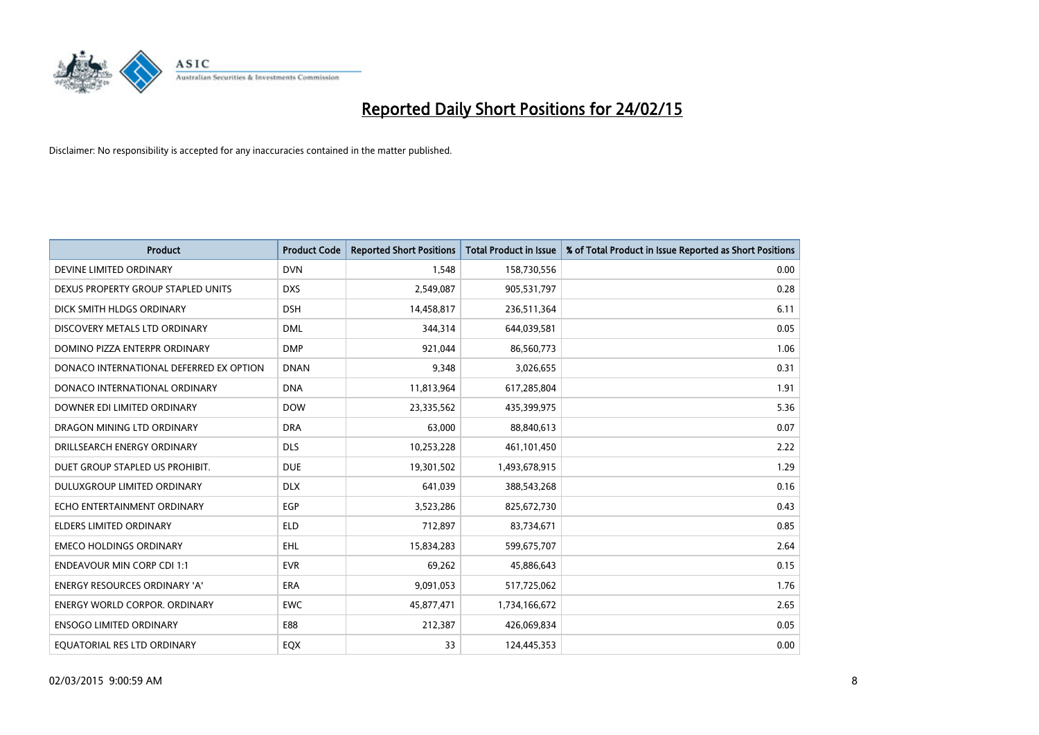# Reported Daily Short Positions for 24/02/15

Disclaimer: No responsibility is accepted for any inaccuracies contained in the matter published.

| Product | Product Code | Reported Short Positions | Total Product in Issue | % of Total Product in Issue Reported as Short Positions |
|---|---|---|---|---|
| DEVINE LIMITED ORDINARY | DVN | 1,548 | 158,730,556 | 0.00 |
| DEXUS PROPERTY GROUP STAPLED UNITS | DXS | 2,549,087 | 905,531,797 | 0.28 |
| DICK SMITH HLDGS ORDINARY | DSH | 14,458,817 | 236,511,364 | 6.11 |
| DISCOVERY METALS LTD ORDINARY | DML | 344,314 | 644,039,581 | 0.05 |
| DOMINO PIZZA ENTERPR ORDINARY | DMP | 921,044 | 86,560,773 | 1.06 |
| DONACO INTERNATIONAL DEFERRED EX OPTION | DNAN | 9,348 | 3,026,655 | 0.31 |
| DONACO INTERNATIONAL ORDINARY | DNA | 11,813,964 | 617,285,804 | 1.91 |
| DOWNER EDI LIMITED ORDINARY | DOW | 23,335,562 | 435,399,975 | 5.36 |
| DRAGON MINING LTD ORDINARY | DRA | 63,000 | 88,840,613 | 0.07 |
| DRILLSEARCH ENERGY ORDINARY | DLS | 10,253,228 | 461,101,450 | 2.22 |
| DUET GROUP STAPLED US PROHIBIT. | DUE | 19,301,502 | 1,493,678,915 | 1.29 |
| DULUXGROUP LIMITED ORDINARY | DLX | 641,039 | 388,543,268 | 0.16 |
| ECHO ENTERTAINMENT ORDINARY | EGP | 3,523,286 | 825,672,730 | 0.43 |
| ELDERS LIMITED ORDINARY | ELD | 712,897 | 83,734,671 | 0.85 |
| EMECO HOLDINGS ORDINARY | EHL | 15,834,283 | 599,675,707 | 2.64 |
| ENDEAVOUR MIN CORP CDI 1:1 | EVR | 69,262 | 45,886,643 | 0.15 |
| ENERGY RESOURCES ORDINARY 'A' | ERA | 9,091,053 | 517,725,062 | 1.76 |
| ENERGY WORLD CORPOR. ORDINARY | EWC | 45,877,471 | 1,734,166,672 | 2.65 |
| ENSOGO LIMITED ORDINARY | E88 | 212,387 | 426,069,834 | 0.05 |
| EQUATORIAL RES LTD ORDINARY | EQX | 33 | 124,445,353 | 0.00 |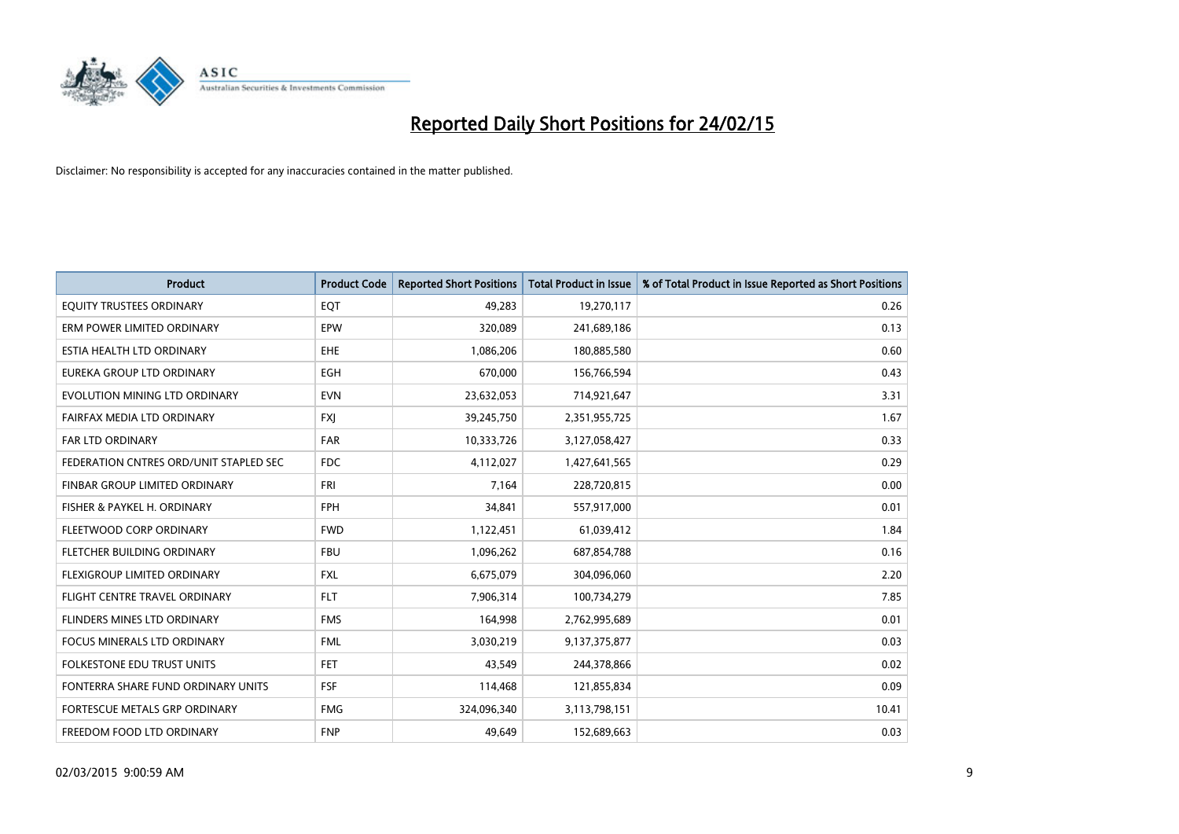# Reported Daily Short Positions for 24/02/15

Disclaimer: No responsibility is accepted for any inaccuracies contained in the matter published.

| Product | Product Code | Reported Short Positions | Total Product in Issue | % of Total Product in Issue Reported as Short Positions |
|---|---|---|---|---|
| EQUITY TRUSTEES ORDINARY | EQT | 49,283 | 19,270,117 | 0.26 |
| ERM POWER LIMITED ORDINARY | EPW | 320,089 | 241,689,186 | 0.13 |
| ESTIA HEALTH LTD ORDINARY | EHE | 1,086,206 | 180,885,580 | 0.60 |
| EUREKA GROUP LTD ORDINARY | EGH | 670,000 | 156,766,594 | 0.43 |
| EVOLUTION MINING LTD ORDINARY | EVN | 23,632,053 | 714,921,647 | 3.31 |
| FAIRFAX MEDIA LTD ORDINARY | FXJ | 39,245,750 | 2,351,955,725 | 1.67 |
| FAR LTD ORDINARY | FAR | 10,333,726 | 3,127,058,427 | 0.33 |
| FEDERATION CNTRES ORD/UNIT STAPLED SEC | FDC | 4,112,027 | 1,427,641,565 | 0.29 |
| FINBAR GROUP LIMITED ORDINARY | FRI | 7,164 | 228,720,815 | 0.00 |
| FISHER & PAYKEL H. ORDINARY | FPH | 34,841 | 557,917,000 | 0.01 |
| FLEETWOOD CORP ORDINARY | FWD | 1,122,451 | 61,039,412 | 1.84 |
| FLETCHER BUILDING ORDINARY | FBU | 1,096,262 | 687,854,788 | 0.16 |
| FLEXIGROUP LIMITED ORDINARY | FXL | 6,675,079 | 304,096,060 | 2.20 |
| FLIGHT CENTRE TRAVEL ORDINARY | FLT | 7,906,314 | 100,734,279 | 7.85 |
| FLINDERS MINES LTD ORDINARY | FMS | 164,998 | 2,762,995,689 | 0.01 |
| FOCUS MINERALS LTD ORDINARY | FML | 3,030,219 | 9,137,375,877 | 0.03 |
| FOLKESTONE EDU TRUST UNITS | FET | 43,549 | 244,378,866 | 0.02 |
| FONTERRA SHARE FUND ORDINARY UNITS | FSF | 114,468 | 121,855,834 | 0.09 |
| FORTESCUE METALS GRP ORDINARY | FMG | 324,096,340 | 3,113,798,151 | 10.41 |
| FREEDOM FOOD LTD ORDINARY | FNP | 49,649 | 152,689,663 | 0.03 |

02/03/2015 9:00:59 AM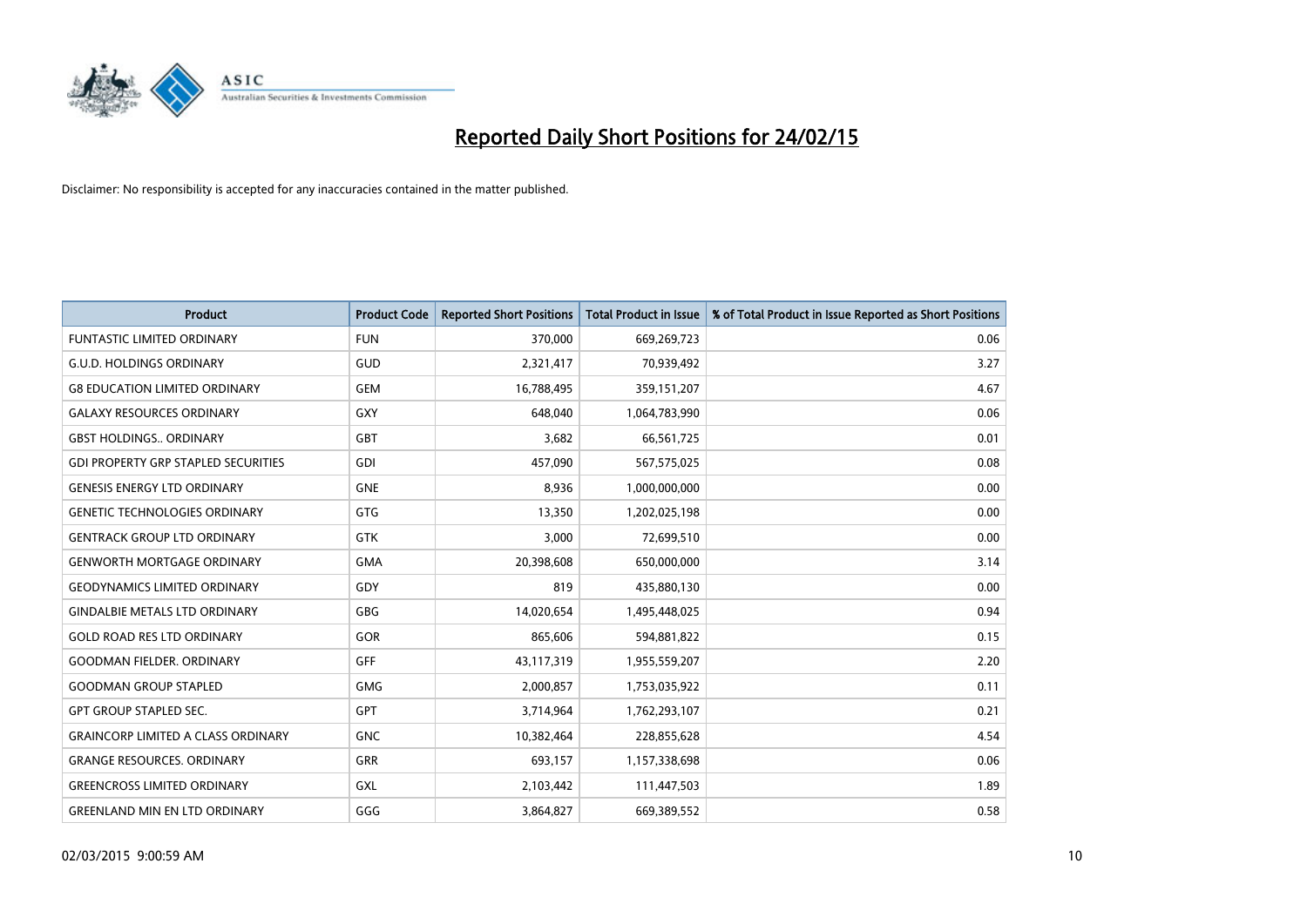# Reported Daily Short Positions for 24/02/15

Disclaimer: No responsibility is accepted for any inaccuracies contained in the matter published.

| Product | Product Code | Reported Short Positions | Total Product in Issue | % of Total Product in Issue Reported as Short Positions |
|---|---|---|---|---|
| FUNTASTIC LIMITED ORDINARY | FUN | 370,000 | 669,269,723 | 0.06 |
| G.U.D. HOLDINGS ORDINARY | GUD | 2,321,417 | 70,939,492 | 3.27 |
| G8 EDUCATION LIMITED ORDINARY | GEM | 16,788,495 | 359,151,207 | 4.67 |
| GALAXY RESOURCES ORDINARY | GXY | 648,040 | 1,064,783,990 | 0.06 |
| GBST HOLDINGS.. ORDINARY | GBT | 3,682 | 66,561,725 | 0.01 |
| GDI PROPERTY GRP STAPLED SECURITIES | GDI | 457,090 | 567,575,025 | 0.08 |
| GENESIS ENERGY LTD ORDINARY | GNE | 8,936 | 1,000,000,000 | 0.00 |
| GENETIC TECHNOLOGIES ORDINARY | GTG | 13,350 | 1,202,025,198 | 0.00 |
| GENTRACK GROUP LTD ORDINARY | GTK | 3,000 | 72,699,510 | 0.00 |
| GENWORTH MORTGAGE ORDINARY | GMA | 20,398,608 | 650,000,000 | 3.14 |
| GEODYNAMICS LIMITED ORDINARY | GDY | 819 | 435,880,130 | 0.00 |
| GINDALBIE METALS LTD ORDINARY | GBG | 14,020,654 | 1,495,448,025 | 0.94 |
| GOLD ROAD RES LTD ORDINARY | GOR | 865,606 | 594,881,822 | 0.15 |
| GOODMAN FIELDER. ORDINARY | GFF | 43,117,319 | 1,955,559,207 | 2.20 |
| GOODMAN GROUP STAPLED | GMG | 2,000,857 | 1,753,035,922 | 0.11 |
| GPT GROUP STAPLED SEC. | GPT | 3,714,964 | 1,762,293,107 | 0.21 |
| GRAINCORP LIMITED A CLASS ORDINARY | GNC | 10,382,464 | 228,855,628 | 4.54 |
| GRANGE RESOURCES. ORDINARY | GRR | 693,157 | 1,157,338,698 | 0.06 |
| GREENCROSS LIMITED ORDINARY | GXL | 2,103,442 | 111,447,503 | 1.89 |
| GREENLAND MIN EN LTD ORDINARY | GGG | 3,864,827 | 669,389,552 | 0.58 |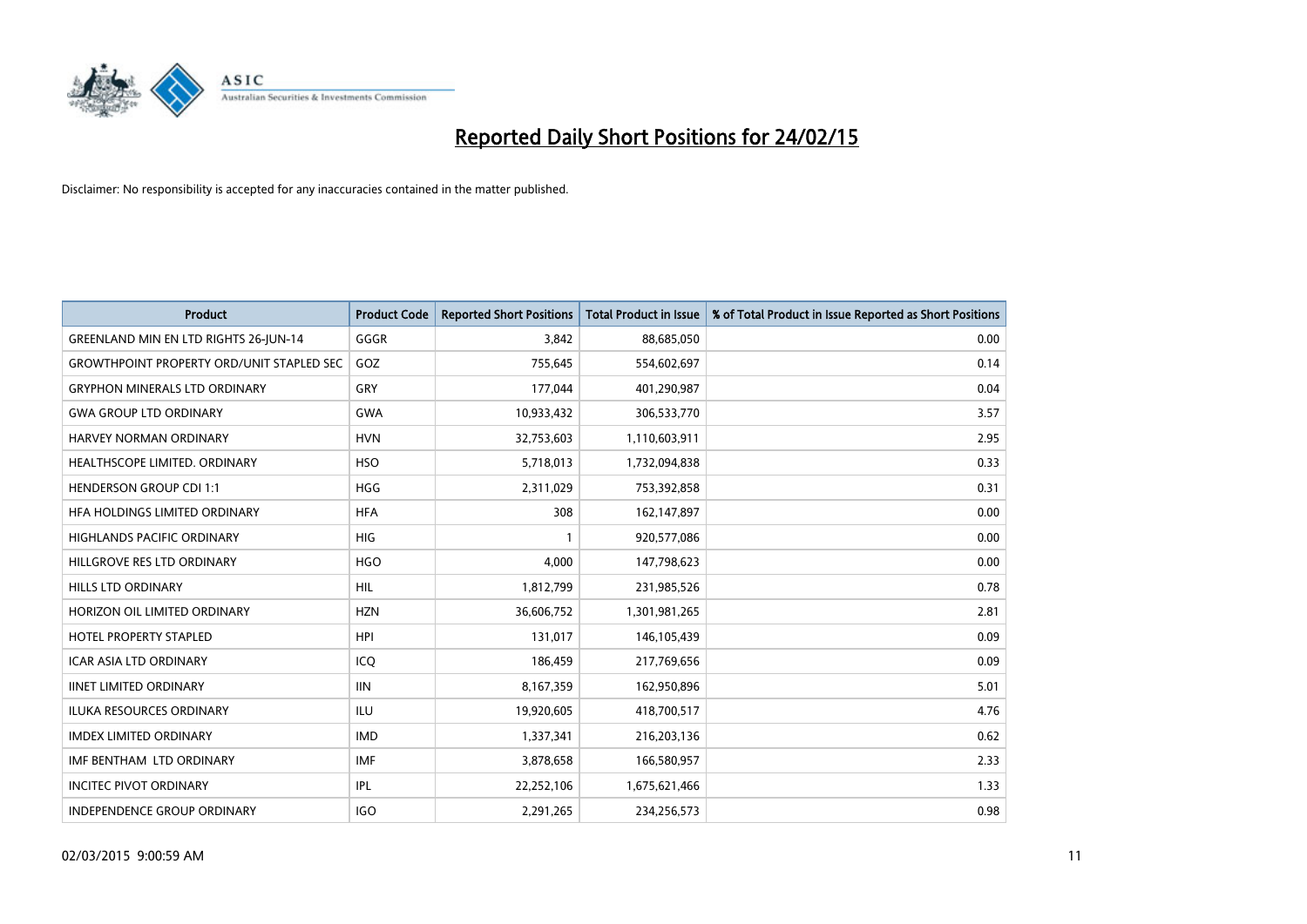# Reported Daily Short Positions for 24/02/15

Disclaimer: No responsibility is accepted for any inaccuracies contained in the matter published.

| Product | Product Code | Reported Short Positions | Total Product in Issue | % of Total Product in Issue Reported as Short Positions |
|---|---|---|---|---|
| GREENLAND MIN EN LTD RIGHTS 26-JUN-14 | GGGR | 3,842 | 88,685,050 | 0.00 |
| GROWTHPOINT PROPERTY ORD/UNIT STAPLED SEC | GOZ | 755,645 | 554,602,697 | 0.14 |
| GRYPHON MINERALS LTD ORDINARY | GRY | 177,044 | 401,290,987 | 0.04 |
| GWA GROUP LTD ORDINARY | GWA | 10,933,432 | 306,533,770 | 3.57 |
| HARVEY NORMAN ORDINARY | HVN | 32,753,603 | 1,110,603,911 | 2.95 |
| HEALTHSCOPE LIMITED. ORDINARY | HSO | 5,718,013 | 1,732,094,838 | 0.33 |
| HENDERSON GROUP CDI 1:1 | HGG | 2,311,029 | 753,392,858 | 0.31 |
| HFA HOLDINGS LIMITED ORDINARY | HFA | 308 | 162,147,897 | 0.00 |
| HIGHLANDS PACIFIC ORDINARY | HIG | 1 | 920,577,086 | 0.00 |
| HILLGROVE RES LTD ORDINARY | HGO | 4,000 | 147,798,623 | 0.00 |
| HILLS LTD ORDINARY | HIL | 1,812,799 | 231,985,526 | 0.78 |
| HORIZON OIL LIMITED ORDINARY | HZN | 36,606,752 | 1,301,981,265 | 2.81 |
| HOTEL PROPERTY STAPLED | HPI | 131,017 | 146,105,439 | 0.09 |
| ICAR ASIA LTD ORDINARY | ICQ | 186,459 | 217,769,656 | 0.09 |
| IINET LIMITED ORDINARY | IIN | 8,167,359 | 162,950,896 | 5.01 |
| ILUKA RESOURCES ORDINARY | ILU | 19,920,605 | 418,700,517 | 4.76 |
| IMDEX LIMITED ORDINARY | IMD | 1,337,341 | 216,203,136 | 0.62 |
| IMF BENTHAM LTD ORDINARY | IMF | 3,878,658 | 166,580,957 | 2.33 |
| INCITEC PIVOT ORDINARY | IPL | 22,252,106 | 1,675,621,466 | 1.33 |
| INDEPENDENCE GROUP ORDINARY | IGO | 2,291,265 | 234,256,573 | 0.98 |

02/03/2015 9:00:59 AM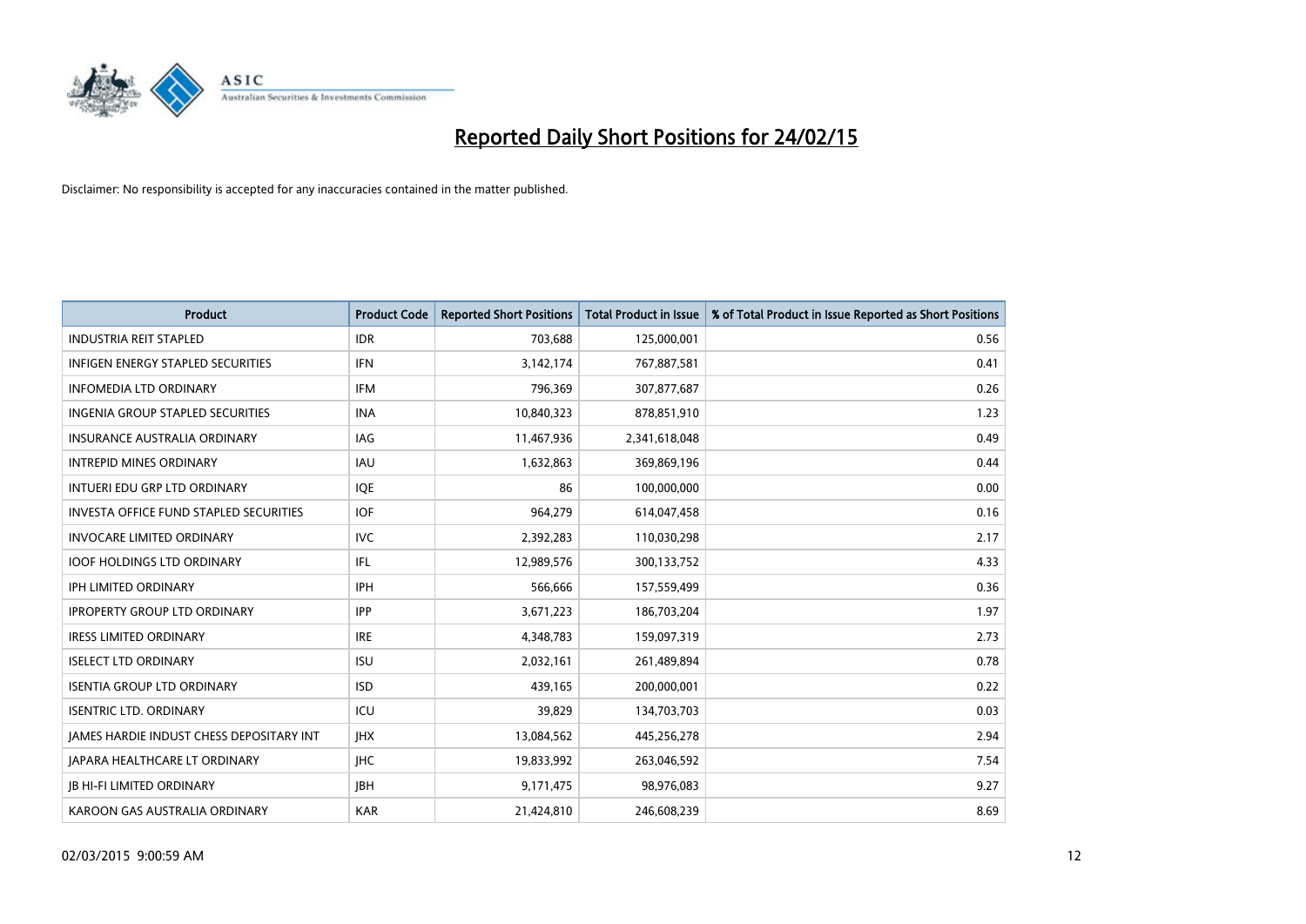# Reported Daily Short Positions for 24/02/15

Disclaimer: No responsibility is accepted for any inaccuracies contained in the matter published.

| Product | Product Code | Reported Short Positions | Total Product in Issue | % of Total Product in Issue Reported as Short Positions |
|---|---|---|---|---|
| INDUSTRIA REIT STAPLED | IDR | 703,688 | 125,000,001 | 0.56 |
| INFIGEN ENERGY STAPLED SECURITIES | IFN | 3,142,174 | 767,887,581 | 0.41 |
| INFOMEDIA LTD ORDINARY | IFM | 796,369 | 307,877,687 | 0.26 |
| INGENIA GROUP STAPLED SECURITIES | INA | 10,840,323 | 878,851,910 | 1.23 |
| INSURANCE AUSTRALIA ORDINARY | IAG | 11,467,936 | 2,341,618,048 | 0.49 |
| INTREPID MINES ORDINARY | IAU | 1,632,863 | 369,869,196 | 0.44 |
| INTUERI EDU GRP LTD ORDINARY | IQE | 86 | 100,000,000 | 0.00 |
| INVESTA OFFICE FUND STAPLED SECURITIES | IOF | 964,279 | 614,047,458 | 0.16 |
| INVOCARE LIMITED ORDINARY | IVC | 2,392,283 | 110,030,298 | 2.17 |
| IOOF HOLDINGS LTD ORDINARY | IFL | 12,989,576 | 300,133,752 | 4.33 |
| IPH LIMITED ORDINARY | IPH | 566,666 | 157,559,499 | 0.36 |
| IPROPERTY GROUP LTD ORDINARY | IPP | 3,671,223 | 186,703,204 | 1.97 |
| IRESS LIMITED ORDINARY | IRE | 4,348,783 | 159,097,319 | 2.73 |
| ISELECT LTD ORDINARY | ISU | 2,032,161 | 261,489,894 | 0.78 |
| ISENTIA GROUP LTD ORDINARY | ISD | 439,165 | 200,000,001 | 0.22 |
| ISENTRIC LTD. ORDINARY | ICU | 39,829 | 134,703,703 | 0.03 |
| JAMES HARDIE INDUST CHESS DEPOSITARY INT | JHX | 13,084,562 | 445,256,278 | 2.94 |
| JAPARA HEALTHCARE LT ORDINARY | JHC | 19,833,992 | 263,046,592 | 7.54 |
| JB HI-FI LIMITED ORDINARY | JBH | 9,171,475 | 98,976,083 | 9.27 |
| KAROON GAS AUSTRALIA ORDINARY | KAR | 21,424,810 | 246,608,239 | 8.69 |

02/03/2015 9:00:59 AM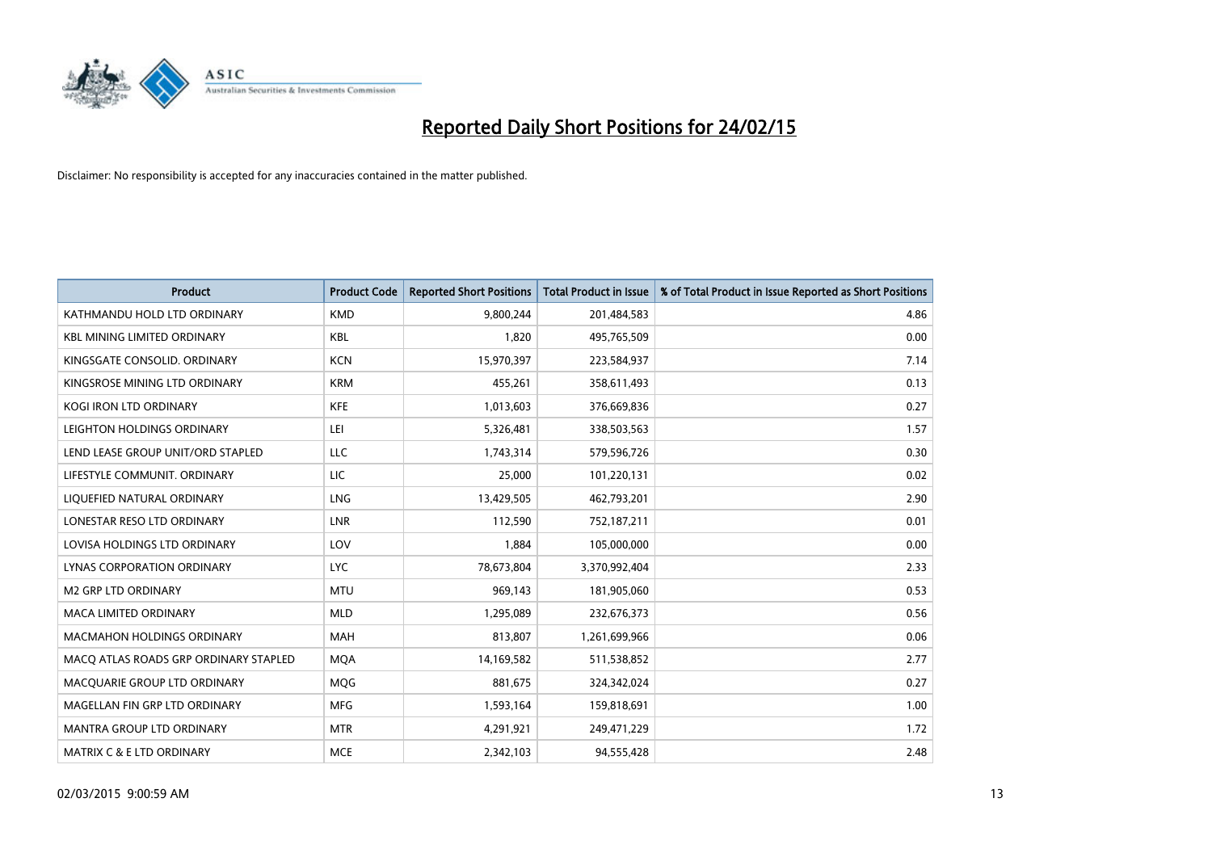# Reported Daily Short Positions for 24/02/15

Disclaimer: No responsibility is accepted for any inaccuracies contained in the matter published.

| Product | Product Code | Reported Short Positions | Total Product in Issue | % of Total Product in Issue Reported as Short Positions |
|---|---|---|---|---|
| KATHMANDU HOLD LTD ORDINARY | KMD | 9,800,244 | 201,484,583 | 4.86 |
| KBL MINING LIMITED ORDINARY | KBL | 1,820 | 495,765,509 | 0.00 |
| KINGSGATE CONSOLID. ORDINARY | KCN | 15,970,397 | 223,584,937 | 7.14 |
| KINGSROSE MINING LTD ORDINARY | KRM | 455,261 | 358,611,493 | 0.13 |
| KOGI IRON LTD ORDINARY | KFE | 1,013,603 | 376,669,836 | 0.27 |
| LEIGHTON HOLDINGS ORDINARY | LEI | 5,326,481 | 338,503,563 | 1.57 |
| LEND LEASE GROUP UNIT/ORD STAPLED | LLC | 1,743,314 | 579,596,726 | 0.30 |
| LIFESTYLE COMMUNIT. ORDINARY | LIC | 25,000 | 101,220,131 | 0.02 |
| LIQUEFIED NATURAL ORDINARY | LNG | 13,429,505 | 462,793,201 | 2.90 |
| LONESTAR RESO LTD ORDINARY | LNR | 112,590 | 752,187,211 | 0.01 |
| LOVISA HOLDINGS LTD ORDINARY | LOV | 1,884 | 105,000,000 | 0.00 |
| LYNAS CORPORATION ORDINARY | LYC | 78,673,804 | 3,370,992,404 | 2.33 |
| M2 GRP LTD ORDINARY | MTU | 969,143 | 181,905,060 | 0.53 |
| MACA LIMITED ORDINARY | MLD | 1,295,089 | 232,676,373 | 0.56 |
| MACMAHON HOLDINGS ORDINARY | MAH | 813,807 | 1,261,699,966 | 0.06 |
| MACQ ATLAS ROADS GRP ORDINARY STAPLED | MQA | 14,169,582 | 511,538,852 | 2.77 |
| MACQUARIE GROUP LTD ORDINARY | MQG | 881,675 | 324,342,024 | 0.27 |
| MAGELLAN FIN GRP LTD ORDINARY | MFG | 1,593,164 | 159,818,691 | 1.00 |
| MANTRA GROUP LTD ORDINARY | MTR | 4,291,921 | 249,471,229 | 1.72 |
| MATRIX C & E LTD ORDINARY | MCE | 2,342,103 | 94,555,428 | 2.48 |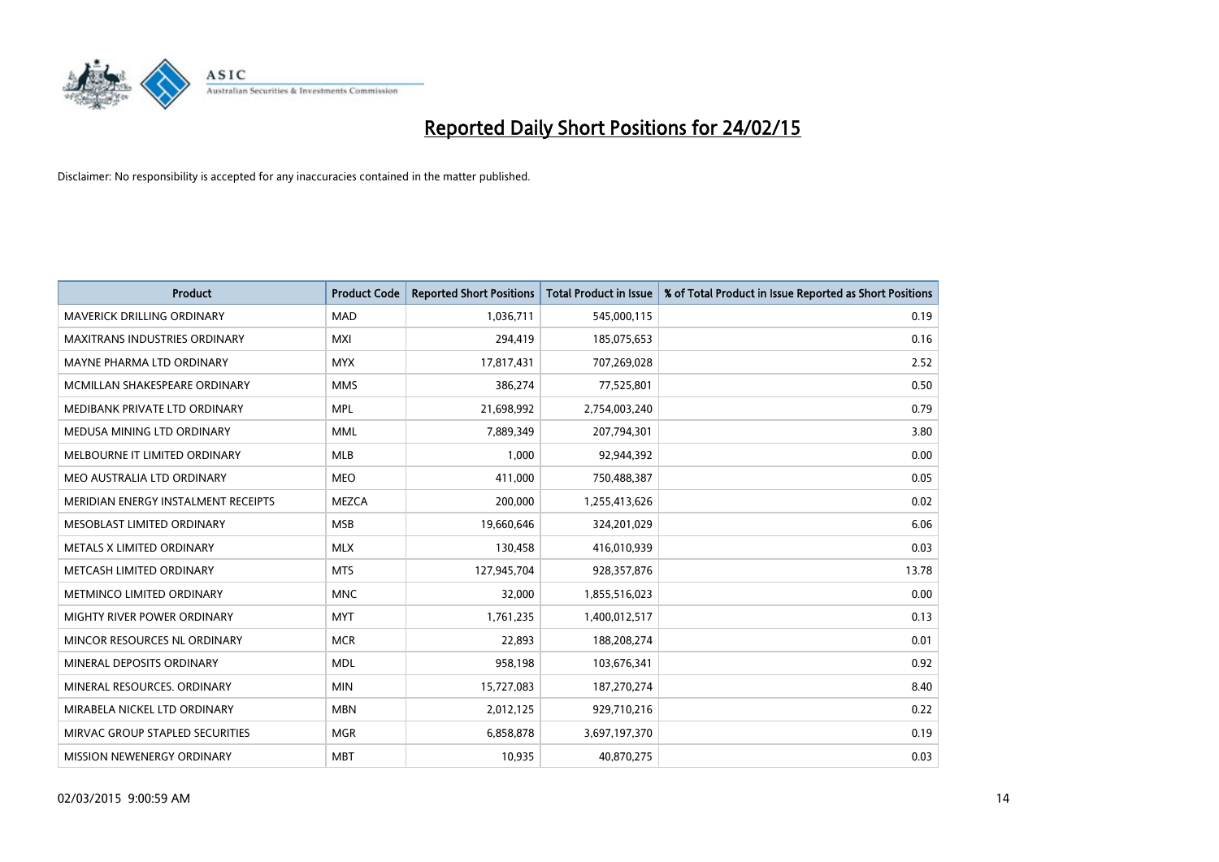# Reported Daily Short Positions for 24/02/15

Disclaimer: No responsibility is accepted for any inaccuracies contained in the matter published.

| Product | Product Code | Reported Short Positions | Total Product in Issue | % of Total Product in Issue Reported as Short Positions |
|---|---|---|---|---|
| MAVERICK DRILLING ORDINARY | MAD | 1,036,711 | 545,000,115 | 0.19 |
| MAXITRANS INDUSTRIES ORDINARY | MXI | 294,419 | 185,075,653 | 0.16 |
| MAYNE PHARMA LTD ORDINARY | MYX | 17,817,431 | 707,269,028 | 2.52 |
| MCMILLAN SHAKESPEARE ORDINARY | MMS | 386,274 | 77,525,801 | 0.50 |
| MEDIBANK PRIVATE LTD ORDINARY | MPL | 21,698,992 | 2,754,003,240 | 0.79 |
| MEDUSA MINING LTD ORDINARY | MML | 7,889,349 | 207,794,301 | 3.80 |
| MELBOURNE IT LIMITED ORDINARY | MLB | 1,000 | 92,944,392 | 0.00 |
| MEO AUSTRALIA LTD ORDINARY | MEO | 411,000 | 750,488,387 | 0.05 |
| MERIDIAN ENERGY INSTALMENT RECEIPTS | MEZCA | 200,000 | 1,255,413,626 | 0.02 |
| MESOBLAST LIMITED ORDINARY | MSB | 19,660,646 | 324,201,029 | 6.06 |
| METALS X LIMITED ORDINARY | MLX | 130,458 | 416,010,939 | 0.03 |
| METCASH LIMITED ORDINARY | MTS | 127,945,704 | 928,357,876 | 13.78 |
| METMINCO LIMITED ORDINARY | MNC | 32,000 | 1,855,516,023 | 0.00 |
| MIGHTY RIVER POWER ORDINARY | MYT | 1,761,235 | 1,400,012,517 | 0.13 |
| MINCOR RESOURCES NL ORDINARY | MCR | 22,893 | 188,208,274 | 0.01 |
| MINERAL DEPOSITS ORDINARY | MDL | 958,198 | 103,676,341 | 0.92 |
| MINERAL RESOURCES. ORDINARY | MIN | 15,727,083 | 187,270,274 | 8.40 |
| MIRABELA NICKEL LTD ORDINARY | MBN | 2,012,125 | 929,710,216 | 0.22 |
| MIRVAC GROUP STAPLED SECURITIES | MGR | 6,858,878 | 3,697,197,370 | 0.19 |
| MISSION NEWENERGY ORDINARY | MBT | 10,935 | 40,870,275 | 0.03 |

02/03/2015 9:00:59 AM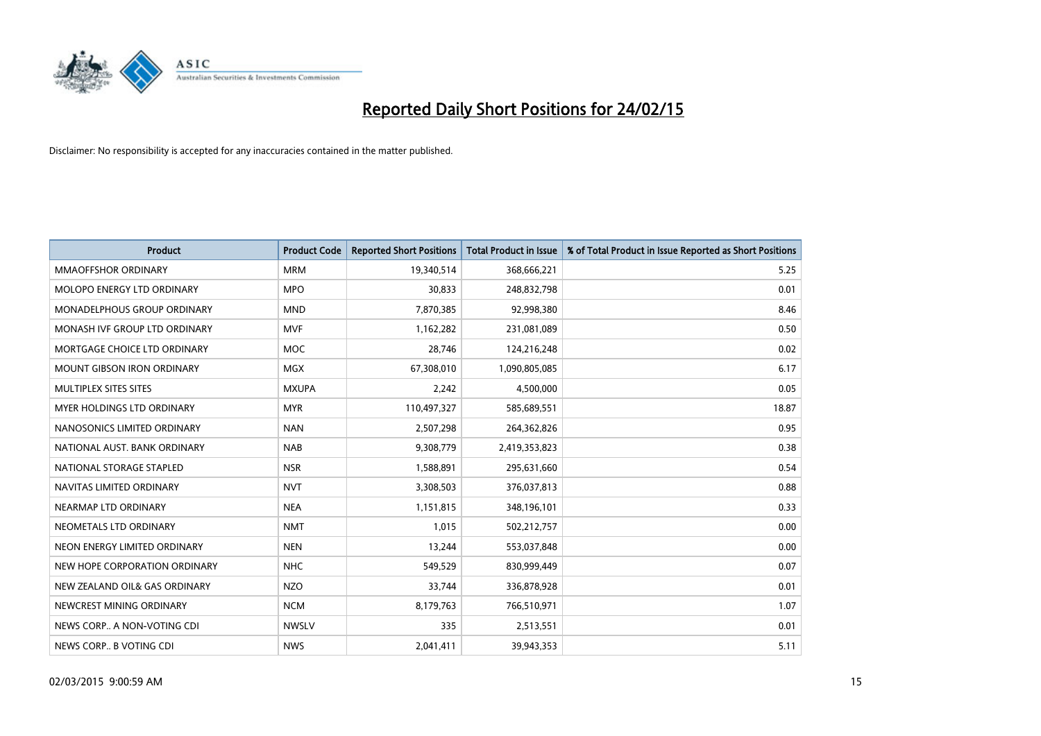# Reported Daily Short Positions for 24/02/15

Disclaimer: No responsibility is accepted for any inaccuracies contained in the matter published.

| Product | Product Code | Reported Short Positions | Total Product in Issue | % of Total Product in Issue Reported as Short Positions |
|---|---|---|---|---|
| MMAOFFSHOR ORDINARY | MRM | 19,340,514 | 368,666,221 | 5.25 |
| MOLOPO ENERGY LTD ORDINARY | MPO | 30,833 | 248,832,798 | 0.01 |
| MONADELPHOUS GROUP ORDINARY | MND | 7,870,385 | 92,998,380 | 8.46 |
| MONASH IVF GROUP LTD ORDINARY | MVF | 1,162,282 | 231,081,089 | 0.50 |
| MORTGAGE CHOICE LTD ORDINARY | MOC | 28,746 | 124,216,248 | 0.02 |
| MOUNT GIBSON IRON ORDINARY | MGX | 67,308,010 | 1,090,805,085 | 6.17 |
| MULTIPLEX SITES SITES | MXUPA | 2,242 | 4,500,000 | 0.05 |
| MYER HOLDINGS LTD ORDINARY | MYR | 110,497,327 | 585,689,551 | 18.87 |
| NANOSONICS LIMITED ORDINARY | NAN | 2,507,298 | 264,362,826 | 0.95 |
| NATIONAL AUST. BANK ORDINARY | NAB | 9,308,779 | 2,419,353,823 | 0.38 |
| NATIONAL STORAGE STAPLED | NSR | 1,588,891 | 295,631,660 | 0.54 |
| NAVITAS LIMITED ORDINARY | NVT | 3,308,503 | 376,037,813 | 0.88 |
| NEARMAP LTD ORDINARY | NEA | 1,151,815 | 348,196,101 | 0.33 |
| NEOMETALS LTD ORDINARY | NMT | 1,015 | 502,212,757 | 0.00 |
| NEON ENERGY LIMITED ORDINARY | NEN | 13,244 | 553,037,848 | 0.00 |
| NEW HOPE CORPORATION ORDINARY | NHC | 549,529 | 830,999,449 | 0.07 |
| NEW ZEALAND OIL& GAS ORDINARY | NZO | 33,744 | 336,878,928 | 0.01 |
| NEWCREST MINING ORDINARY | NCM | 8,179,763 | 766,510,971 | 1.07 |
| NEWS CORP.. A NON-VOTING CDI | NWSLV | 335 | 2,513,551 | 0.01 |
| NEWS CORP.. B VOTING CDI | NWS | 2,041,411 | 39,943,353 | 5.11 |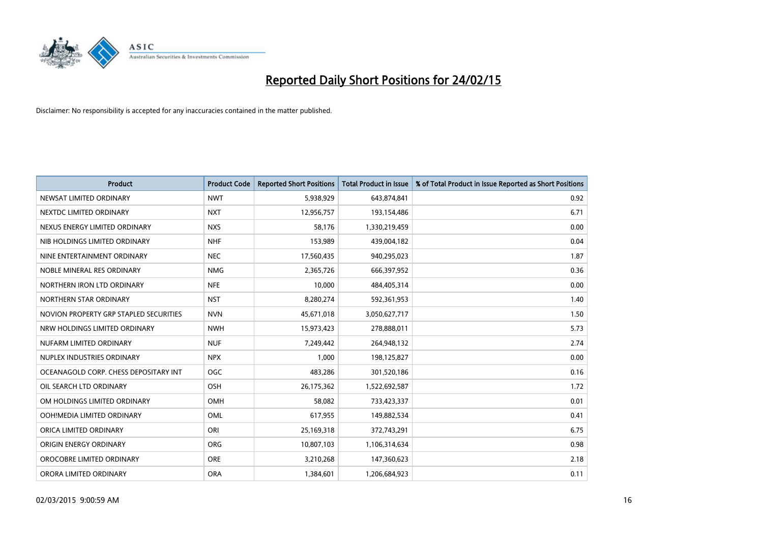# Reported Daily Short Positions for 24/02/15

Disclaimer: No responsibility is accepted for any inaccuracies contained in the matter published.

| Product | Product Code | Reported Short Positions | Total Product in Issue | % of Total Product in Issue Reported as Short Positions |
|---|---|---|---|---|
| NEWSAT LIMITED ORDINARY | NWT | 5,938,929 | 643,874,841 | 0.92 |
| NEXTDC LIMITED ORDINARY | NXT | 12,956,757 | 193,154,486 | 6.71 |
| NEXUS ENERGY LIMITED ORDINARY | NXS | 58,176 | 1,330,219,459 | 0.00 |
| NIB HOLDINGS LIMITED ORDINARY | NHF | 153,989 | 439,004,182 | 0.04 |
| NINE ENTERTAINMENT ORDINARY | NEC | 17,560,435 | 940,295,023 | 1.87 |
| NOBLE MINERAL RES ORDINARY | NMG | 2,365,726 | 666,397,952 | 0.36 |
| NORTHERN IRON LTD ORDINARY | NFE | 10,000 | 484,405,314 | 0.00 |
| NORTHERN STAR ORDINARY | NST | 8,280,274 | 592,361,953 | 1.40 |
| NOVION PROPERTY GRP STAPLED SECURITIES | NVN | 45,671,018 | 3,050,627,717 | 1.50 |
| NRW HOLDINGS LIMITED ORDINARY | NWH | 15,973,423 | 278,888,011 | 5.73 |
| NUFARM LIMITED ORDINARY | NUF | 7,249,442 | 264,948,132 | 2.74 |
| NUPLEX INDUSTRIES ORDINARY | NPX | 1,000 | 198,125,827 | 0.00 |
| OCEANAGOLD CORP. CHESS DEPOSITARY INT | OGC | 483,286 | 301,520,186 | 0.16 |
| OIL SEARCH LTD ORDINARY | OSH | 26,175,362 | 1,522,692,587 | 1.72 |
| OM HOLDINGS LIMITED ORDINARY | OMH | 58,082 | 733,423,337 | 0.01 |
| OOH!MEDIA LIMITED ORDINARY | OML | 617,955 | 149,882,534 | 0.41 |
| ORICA LIMITED ORDINARY | ORI | 25,169,318 | 372,743,291 | 6.75 |
| ORIGIN ENERGY ORDINARY | ORG | 10,807,103 | 1,106,314,634 | 0.98 |
| OROCOBRE LIMITED ORDINARY | ORE | 3,210,268 | 147,360,623 | 2.18 |
| ORORA LIMITED ORDINARY | ORA | 1,384,601 | 1,206,684,923 | 0.11 |

02/03/2015 9:00:59 AM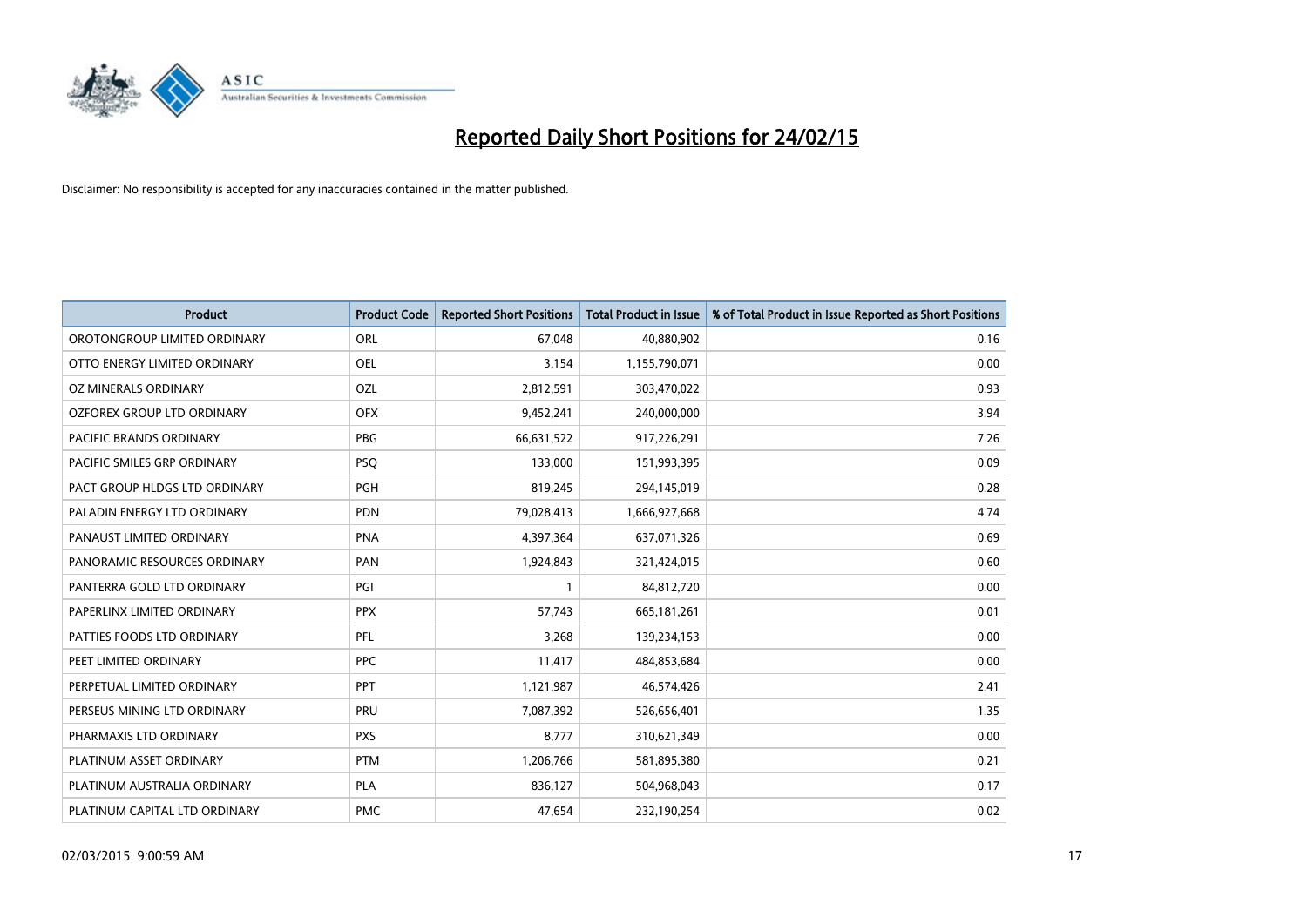# Reported Daily Short Positions for 24/02/15

Disclaimer: No responsibility is accepted for any inaccuracies contained in the matter published.

| Product | Product Code | Reported Short Positions | Total Product in Issue | % of Total Product in Issue Reported as Short Positions |
|---|---|---|---|---|
| OROTONGROUP LIMITED ORDINARY | ORL | 67,048 | 40,880,902 | 0.16 |
| OTTO ENERGY LIMITED ORDINARY | OEL | 3,154 | 1,155,790,071 | 0.00 |
| OZ MINERALS ORDINARY | OZL | 2,812,591 | 303,470,022 | 0.93 |
| OZFOREX GROUP LTD ORDINARY | OFX | 9,452,241 | 240,000,000 | 3.94 |
| PACIFIC BRANDS ORDINARY | PBG | 66,631,522 | 917,226,291 | 7.26 |
| PACIFIC SMILES GRP ORDINARY | PSQ | 133,000 | 151,993,395 | 0.09 |
| PACT GROUP HLDGS LTD ORDINARY | PGH | 819,245 | 294,145,019 | 0.28 |
| PALADIN ENERGY LTD ORDINARY | PDN | 79,028,413 | 1,666,927,668 | 4.74 |
| PANAUST LIMITED ORDINARY | PNA | 4,397,364 | 637,071,326 | 0.69 |
| PANORAMIC RESOURCES ORDINARY | PAN | 1,924,843 | 321,424,015 | 0.60 |
| PANTERRA GOLD LTD ORDINARY | PGI | 1 | 84,812,720 | 0.00 |
| PAPERLINX LIMITED ORDINARY | PPX | 57,743 | 665,181,261 | 0.01 |
| PATTIES FOODS LTD ORDINARY | PFL | 3,268 | 139,234,153 | 0.00 |
| PEET LIMITED ORDINARY | PPC | 11,417 | 484,853,684 | 0.00 |
| PERPETUAL LIMITED ORDINARY | PPT | 1,121,987 | 46,574,426 | 2.41 |
| PERSEUS MINING LTD ORDINARY | PRU | 7,087,392 | 526,656,401 | 1.35 |
| PHARMAXIS LTD ORDINARY | PXS | 8,777 | 310,621,349 | 0.00 |
| PLATINUM ASSET ORDINARY | PTM | 1,206,766 | 581,895,380 | 0.21 |
| PLATINUM AUSTRALIA ORDINARY | PLA | 836,127 | 504,968,043 | 0.17 |
| PLATINUM CAPITAL LTD ORDINARY | PMC | 47,654 | 232,190,254 | 0.02 |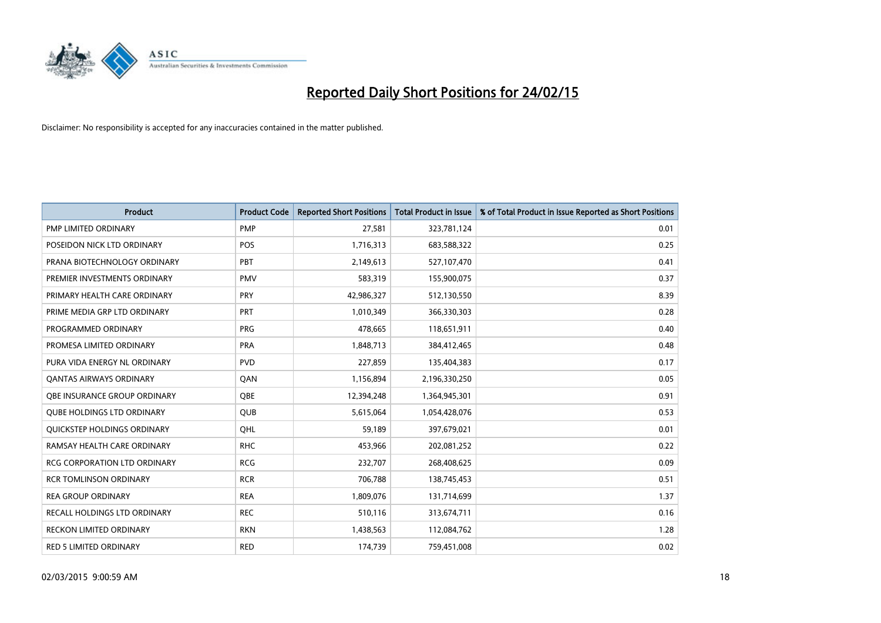# Reported Daily Short Positions for 24/02/15

Disclaimer: No responsibility is accepted for any inaccuracies contained in the matter published.

| Product | Product Code | Reported Short Positions | Total Product in Issue | % of Total Product in Issue Reported as Short Positions |
|---|---|---|---|---|
| PMP LIMITED ORDINARY | PMP | 27,581 | 323,781,124 | 0.01 |
| POSEIDON NICK LTD ORDINARY | POS | 1,716,313 | 683,588,322 | 0.25 |
| PRANA BIOTECHNOLOGY ORDINARY | PBT | 2,149,613 | 527,107,470 | 0.41 |
| PREMIER INVESTMENTS ORDINARY | PMV | 583,319 | 155,900,075 | 0.37 |
| PRIMARY HEALTH CARE ORDINARY | PRY | 42,986,327 | 512,130,550 | 8.39 |
| PRIME MEDIA GRP LTD ORDINARY | PRT | 1,010,349 | 366,330,303 | 0.28 |
| PROGRAMMED ORDINARY | PRG | 478,665 | 118,651,911 | 0.40 |
| PROMESA LIMITED ORDINARY | PRA | 1,848,713 | 384,412,465 | 0.48 |
| PURA VIDA ENERGY NL ORDINARY | PVD | 227,859 | 135,404,383 | 0.17 |
| QANTAS AIRWAYS ORDINARY | QAN | 1,156,894 | 2,196,330,250 | 0.05 |
| QBE INSURANCE GROUP ORDINARY | QBE | 12,394,248 | 1,364,945,301 | 0.91 |
| QUBE HOLDINGS LTD ORDINARY | QUB | 5,615,064 | 1,054,428,076 | 0.53 |
| QUICKSTEP HOLDINGS ORDINARY | QHL | 59,189 | 397,679,021 | 0.01 |
| RAMSAY HEALTH CARE ORDINARY | RHC | 453,966 | 202,081,252 | 0.22 |
| RCG CORPORATION LTD ORDINARY | RCG | 232,707 | 268,408,625 | 0.09 |
| RCR TOMLINSON ORDINARY | RCR | 706,788 | 138,745,453 | 0.51 |
| REA GROUP ORDINARY | REA | 1,809,076 | 131,714,699 | 1.37 |
| RECALL HOLDINGS LTD ORDINARY | REC | 510,116 | 313,674,711 | 0.16 |
| RECKON LIMITED ORDINARY | RKN | 1,438,563 | 112,084,762 | 1.28 |
| RED 5 LIMITED ORDINARY | RED | 174,739 | 759,451,008 | 0.02 |

02/03/2015 9:00:59 AM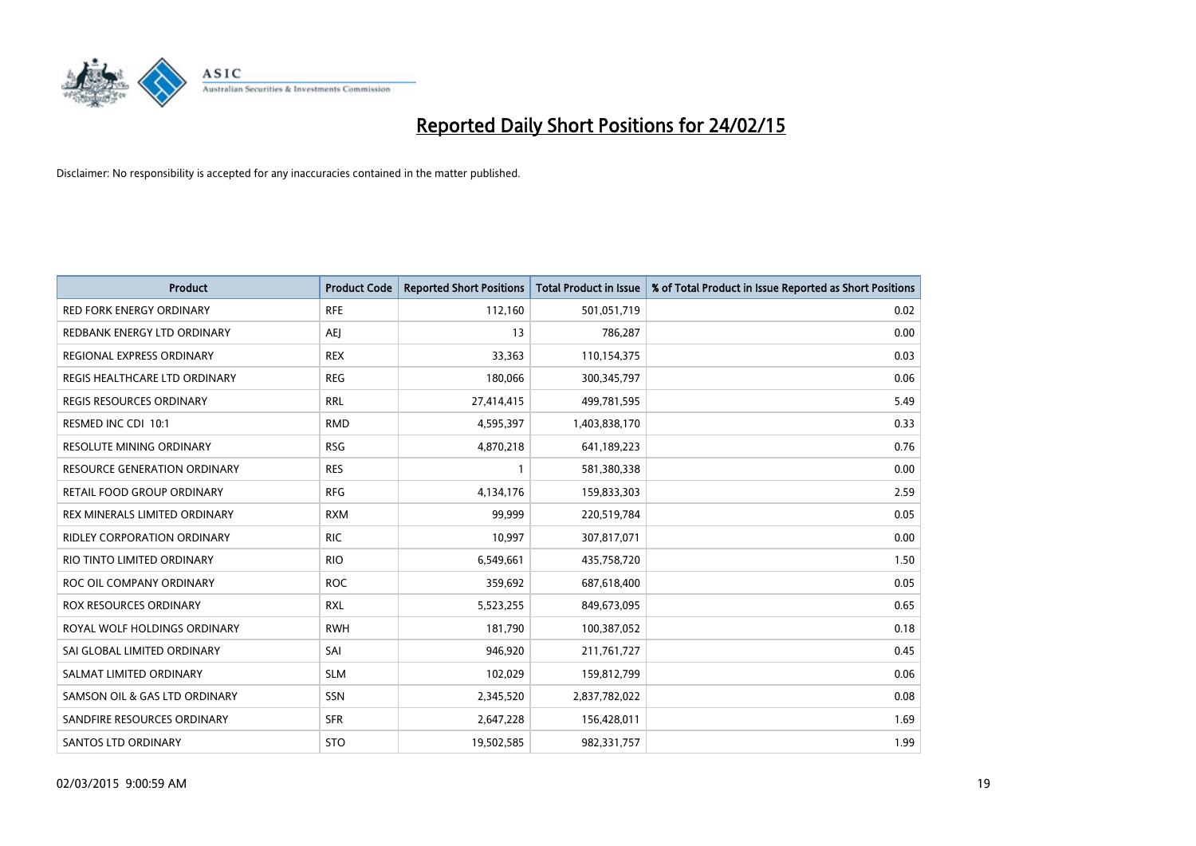# Reported Daily Short Positions for 24/02/15

Disclaimer: No responsibility is accepted for any inaccuracies contained in the matter published.

| Product | Product Code | Reported Short Positions | Total Product in Issue | % of Total Product in Issue Reported as Short Positions |
|---|---|---|---|---|
| RED FORK ENERGY ORDINARY | RFE | 112,160 | 501,051,719 | 0.02 |
| REDBANK ENERGY LTD ORDINARY | AEJ | 13 | 786,287 | 0.00 |
| REGIONAL EXPRESS ORDINARY | REX | 33,363 | 110,154,375 | 0.03 |
| REGIS HEALTHCARE LTD ORDINARY | REG | 180,066 | 300,345,797 | 0.06 |
| REGIS RESOURCES ORDINARY | RRL | 27,414,415 | 499,781,595 | 5.49 |
| RESMED INC CDI 10:1 | RMD | 4,595,397 | 1,403,838,170 | 0.33 |
| RESOLUTE MINING ORDINARY | RSG | 4,870,218 | 641,189,223 | 0.76 |
| RESOURCE GENERATION ORDINARY | RES | 1 | 581,380,338 | 0.00 |
| RETAIL FOOD GROUP ORDINARY | RFG | 4,134,176 | 159,833,303 | 2.59 |
| REX MINERALS LIMITED ORDINARY | RXM | 99,999 | 220,519,784 | 0.05 |
| RIDLEY CORPORATION ORDINARY | RIC | 10,997 | 307,817,071 | 0.00 |
| RIO TINTO LIMITED ORDINARY | RIO | 6,549,661 | 435,758,720 | 1.50 |
| ROC OIL COMPANY ORDINARY | ROC | 359,692 | 687,618,400 | 0.05 |
| ROX RESOURCES ORDINARY | RXL | 5,523,255 | 849,673,095 | 0.65 |
| ROYAL WOLF HOLDINGS ORDINARY | RWH | 181,790 | 100,387,052 | 0.18 |
| SAI GLOBAL LIMITED ORDINARY | SAI | 946,920 | 211,761,727 | 0.45 |
| SALMAT LIMITED ORDINARY | SLM | 102,029 | 159,812,799 | 0.06 |
| SAMSON OIL & GAS LTD ORDINARY | SSN | 2,345,520 | 2,837,782,022 | 0.08 |
| SANDFIRE RESOURCES ORDINARY | SFR | 2,647,228 | 156,428,011 | 1.69 |
| SANTOS LTD ORDINARY | STO | 19,502,585 | 982,331,757 | 1.99 |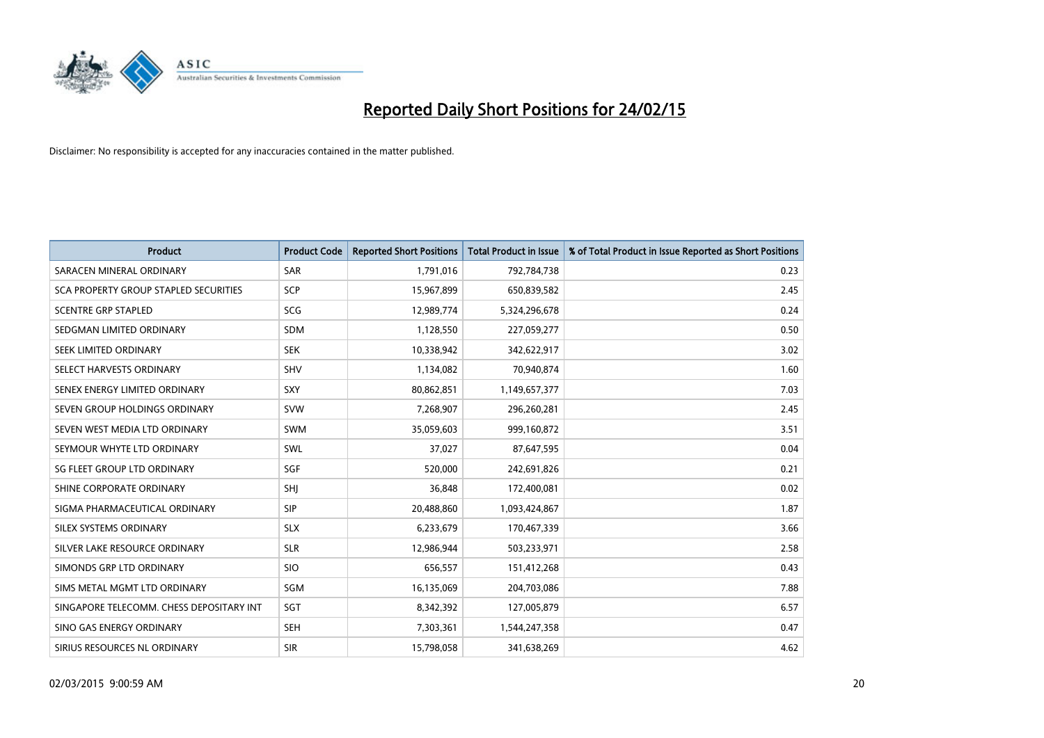# Reported Daily Short Positions for 24/02/15

Disclaimer: No responsibility is accepted for any inaccuracies contained in the matter published.

| Product | Product Code | Reported Short Positions | Total Product in Issue | % of Total Product in Issue Reported as Short Positions |
|---|---|---|---|---|
| SARACEN MINERAL ORDINARY | SAR | 1,791,016 | 792,784,738 | 0.23 |
| SCA PROPERTY GROUP STAPLED SECURITIES | SCP | 15,967,899 | 650,839,582 | 2.45 |
| SCENTRE GRP STAPLED | SCG | 12,989,774 | 5,324,296,678 | 0.24 |
| SEDGMAN LIMITED ORDINARY | SDM | 1,128,550 | 227,059,277 | 0.50 |
| SEEK LIMITED ORDINARY | SEK | 10,338,942 | 342,622,917 | 3.02 |
| SELECT HARVESTS ORDINARY | SHV | 1,134,082 | 70,940,874 | 1.60 |
| SENEX ENERGY LIMITED ORDINARY | SXY | 80,862,851 | 1,149,657,377 | 7.03 |
| SEVEN GROUP HOLDINGS ORDINARY | SVW | 7,268,907 | 296,260,281 | 2.45 |
| SEVEN WEST MEDIA LTD ORDINARY | SWM | 35,059,603 | 999,160,872 | 3.51 |
| SEYMOUR WHYTE LTD ORDINARY | SWL | 37,027 | 87,647,595 | 0.04 |
| SG FLEET GROUP LTD ORDINARY | SGF | 520,000 | 242,691,826 | 0.21 |
| SHINE CORPORATE ORDINARY | SHJ | 36,848 | 172,400,081 | 0.02 |
| SIGMA PHARMACEUTICAL ORDINARY | SIP | 20,488,860 | 1,093,424,867 | 1.87 |
| SILEX SYSTEMS ORDINARY | SLX | 6,233,679 | 170,467,339 | 3.66 |
| SILVER LAKE RESOURCE ORDINARY | SLR | 12,986,944 | 503,233,971 | 2.58 |
| SIMONDS GRP LTD ORDINARY | SIO | 656,557 | 151,412,268 | 0.43 |
| SIMS METAL MGMT LTD ORDINARY | SGM | 16,135,069 | 204,703,086 | 7.88 |
| SINGAPORE TELECOMM. CHESS DEPOSITARY INT | SGT | 8,342,392 | 127,005,879 | 6.57 |
| SINO GAS ENERGY ORDINARY | SEH | 7,303,361 | 1,544,247,358 | 0.47 |
| SIRIUS RESOURCES NL ORDINARY | SIR | 15,798,058 | 341,638,269 | 4.62 |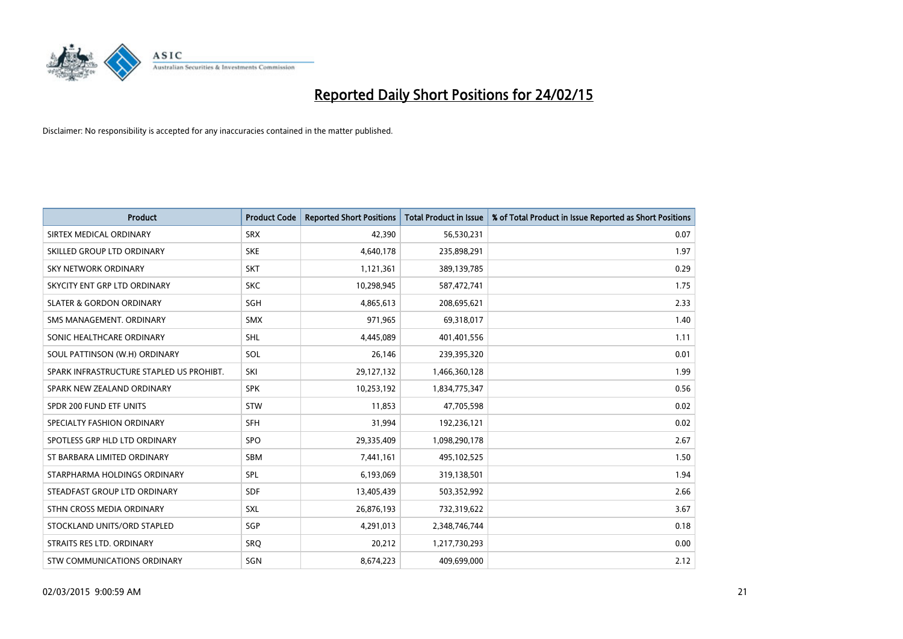# Reported Daily Short Positions for 24/02/15

Disclaimer: No responsibility is accepted for any inaccuracies contained in the matter published.

| Product | Product Code | Reported Short Positions | Total Product in Issue | % of Total Product in Issue Reported as Short Positions |
| --- | --- | --- | --- | --- |
| SIRTEX MEDICAL ORDINARY | SRX | 42,390 | 56,530,231 | 0.07 |
| SKILLED GROUP LTD ORDINARY | SKE | 4,640,178 | 235,898,291 | 1.97 |
| SKY NETWORK ORDINARY | SKT | 1,121,361 | 389,139,785 | 0.29 |
| SKYCITY ENT GRP LTD ORDINARY | SKC | 10,298,945 | 587,472,741 | 1.75 |
| SLATER & GORDON ORDINARY | SGH | 4,865,613 | 208,695,621 | 2.33 |
| SMS MANAGEMENT. ORDINARY | SMX | 971,965 | 69,318,017 | 1.40 |
| SONIC HEALTHCARE ORDINARY | SHL | 4,445,089 | 401,401,556 | 1.11 |
| SOUL PATTINSON (W.H) ORDINARY | SOL | 26,146 | 239,395,320 | 0.01 |
| SPARK INFRASTRUCTURE STAPLED US PROHIBT. | SKI | 29,127,132 | 1,466,360,128 | 1.99 |
| SPARK NEW ZEALAND ORDINARY | SPK | 10,253,192 | 1,834,775,347 | 0.56 |
| SPDR 200 FUND ETF UNITS | STW | 11,853 | 47,705,598 | 0.02 |
| SPECIALTY FASHION ORDINARY | SFH | 31,994 | 192,236,121 | 0.02 |
| SPOTLESS GRP HLD LTD ORDINARY | SPO | 29,335,409 | 1,098,290,178 | 2.67 |
| ST BARBARA LIMITED ORDINARY | SBM | 7,441,161 | 495,102,525 | 1.50 |
| STARPHARMA HOLDINGS ORDINARY | SPL | 6,193,069 | 319,138,501 | 1.94 |
| STEADFAST GROUP LTD ORDINARY | SDF | 13,405,439 | 503,352,992 | 2.66 |
| STHN CROSS MEDIA ORDINARY | SXL | 26,876,193 | 732,319,622 | 3.67 |
| STOCKLAND UNITS/ORD STAPLED | SGP | 4,291,013 | 2,348,746,744 | 0.18 |
| STRAITS RES LTD. ORDINARY | SRQ | 20,212 | 1,217,730,293 | 0.00 |
| STW COMMUNICATIONS ORDINARY | SGN | 8,674,223 | 409,699,000 | 2.12 |

02/03/2015 9:00:59 AM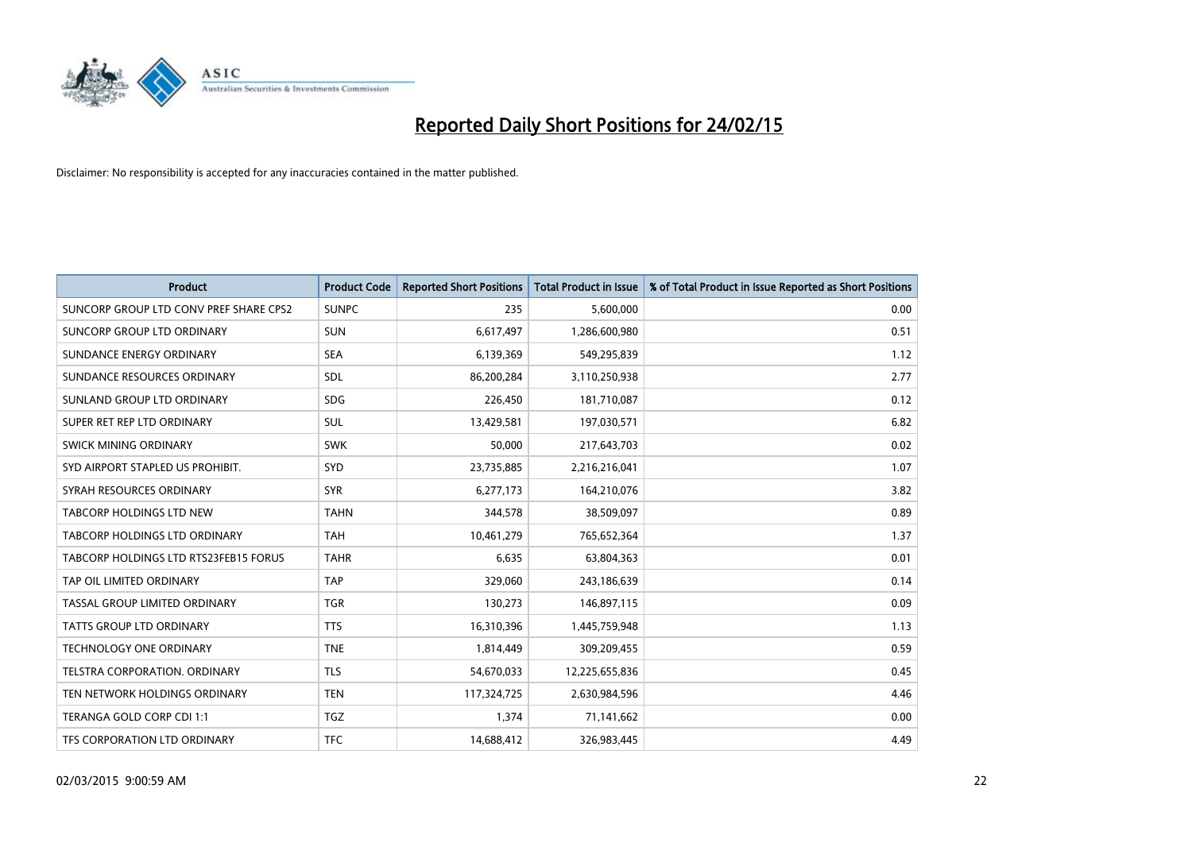# Reported Daily Short Positions for 24/02/15

Disclaimer: No responsibility is accepted for any inaccuracies contained in the matter published.

| Product | Product Code | Reported Short Positions | Total Product in Issue | % of Total Product in Issue Reported as Short Positions |
|---|---|---|---|---|
| SUNCORP GROUP LTD CONV PREF SHARE CPS2 | SUNPC | 235 | 5,600,000 | 0.00 |
| SUNCORP GROUP LTD ORDINARY | SUN | 6,617,497 | 1,286,600,980 | 0.51 |
| SUNDANCE ENERGY ORDINARY | SEA | 6,139,369 | 549,295,839 | 1.12 |
| SUNDANCE RESOURCES ORDINARY | SDL | 86,200,284 | 3,110,250,938 | 2.77 |
| SUNLAND GROUP LTD ORDINARY | SDG | 226,450 | 181,710,087 | 0.12 |
| SUPER RET REP LTD ORDINARY | SUL | 13,429,581 | 197,030,571 | 6.82 |
| SWICK MINING ORDINARY | SWK | 50,000 | 217,643,703 | 0.02 |
| SYD AIRPORT STAPLED US PROHIBIT. | SYD | 23,735,885 | 2,216,216,041 | 1.07 |
| SYRAH RESOURCES ORDINARY | SYR | 6,277,173 | 164,210,076 | 3.82 |
| TABCORP HOLDINGS LTD NEW | TAHN | 344,578 | 38,509,097 | 0.89 |
| TABCORP HOLDINGS LTD ORDINARY | TAH | 10,461,279 | 765,652,364 | 1.37 |
| TABCORP HOLDINGS LTD RTS23FEB15 FORUS | TAHR | 6,635 | 63,804,363 | 0.01 |
| TAP OIL LIMITED ORDINARY | TAP | 329,060 | 243,186,639 | 0.14 |
| TASSAL GROUP LIMITED ORDINARY | TGR | 130,273 | 146,897,115 | 0.09 |
| TATTS GROUP LTD ORDINARY | TTS | 16,310,396 | 1,445,759,948 | 1.13 |
| TECHNOLOGY ONE ORDINARY | TNE | 1,814,449 | 309,209,455 | 0.59 |
| TELSTRA CORPORATION. ORDINARY | TLS | 54,670,033 | 12,225,655,836 | 0.45 |
| TEN NETWORK HOLDINGS ORDINARY | TEN | 117,324,725 | 2,630,984,596 | 4.46 |
| TERANGA GOLD CORP CDI 1:1 | TGZ | 1,374 | 71,141,662 | 0.00 |
| TFS CORPORATION LTD ORDINARY | TFC | 14,688,412 | 326,983,445 | 4.49 |

02/03/2015 9:00:59 AM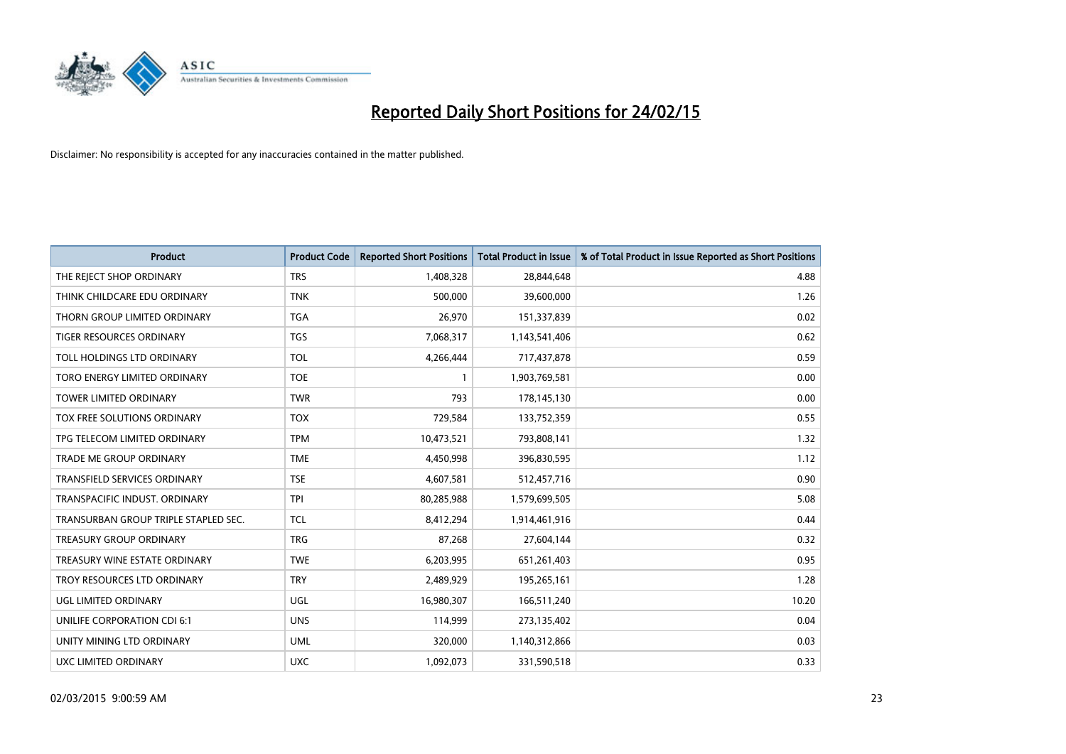# Reported Daily Short Positions for 24/02/15

Disclaimer: No responsibility is accepted for any inaccuracies contained in the matter published.

| Product | Product Code | Reported Short Positions | Total Product in Issue | % of Total Product in Issue Reported as Short Positions |
|---|---|---|---|---|
| THE REJECT SHOP ORDINARY | TRS | 1,408,328 | 28,844,648 | 4.88 |
| THINK CHILDCARE EDU ORDINARY | TNK | 500,000 | 39,600,000 | 1.26 |
| THORN GROUP LIMITED ORDINARY | TGA | 26,970 | 151,337,839 | 0.02 |
| TIGER RESOURCES ORDINARY | TGS | 7,068,317 | 1,143,541,406 | 0.62 |
| TOLL HOLDINGS LTD ORDINARY | TOL | 4,266,444 | 717,437,878 | 0.59 |
| TORO ENERGY LIMITED ORDINARY | TOE | 1 | 1,903,769,581 | 0.00 |
| TOWER LIMITED ORDINARY | TWR | 793 | 178,145,130 | 0.00 |
| TOX FREE SOLUTIONS ORDINARY | TOX | 729,584 | 133,752,359 | 0.55 |
| TPG TELECOM LIMITED ORDINARY | TPM | 10,473,521 | 793,808,141 | 1.32 |
| TRADE ME GROUP ORDINARY | TME | 4,450,998 | 396,830,595 | 1.12 |
| TRANSFIELD SERVICES ORDINARY | TSE | 4,607,581 | 512,457,716 | 0.90 |
| TRANSPACIFIC INDUST. ORDINARY | TPI | 80,285,988 | 1,579,699,505 | 5.08 |
| TRANSURBAN GROUP TRIPLE STAPLED SEC. | TCL | 8,412,294 | 1,914,461,916 | 0.44 |
| TREASURY GROUP ORDINARY | TRG | 87,268 | 27,604,144 | 0.32 |
| TREASURY WINE ESTATE ORDINARY | TWE | 6,203,995 | 651,261,403 | 0.95 |
| TROY RESOURCES LTD ORDINARY | TRY | 2,489,929 | 195,265,161 | 1.28 |
| UGL LIMITED ORDINARY | UGL | 16,980,307 | 166,511,240 | 10.20 |
| UNILIFE CORPORATION CDI 6:1 | UNS | 114,999 | 273,135,402 | 0.04 |
| UNITY MINING LTD ORDINARY | UML | 320,000 | 1,140,312,866 | 0.03 |
| UXC LIMITED ORDINARY | UXC | 1,092,073 | 331,590,518 | 0.33 |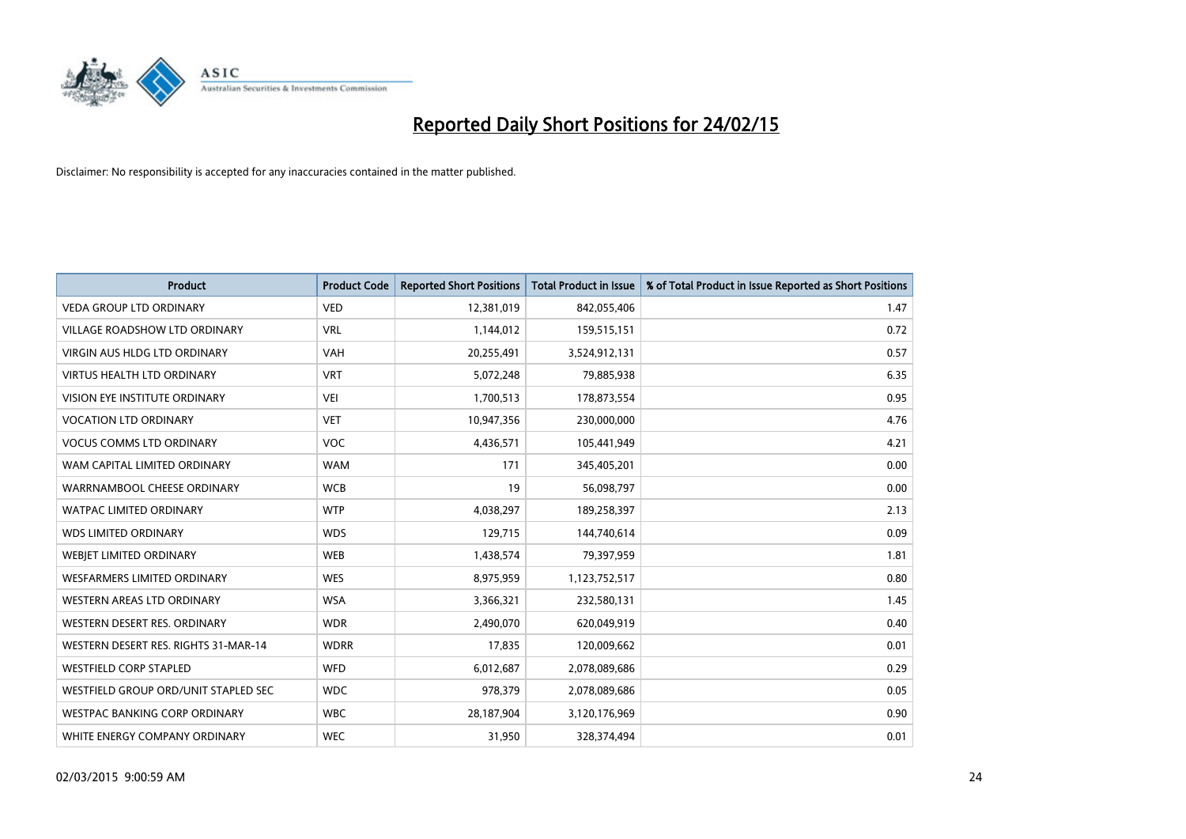# Reported Daily Short Positions for 24/02/15

Disclaimer: No responsibility is accepted for any inaccuracies contained in the matter published.

| Product | Product Code | Reported Short Positions | Total Product in Issue | % of Total Product in Issue Reported as Short Positions |
|---|---|---|---|---|
| VEDA GROUP LTD ORDINARY | VED | 12,381,019 | 842,055,406 | 1.47 |
| VILLAGE ROADSHOW LTD ORDINARY | VRL | 1,144,012 | 159,515,151 | 0.72 |
| VIRGIN AUS HLDG LTD ORDINARY | VAH | 20,255,491 | 3,524,912,131 | 0.57 |
| VIRTUS HEALTH LTD ORDINARY | VRT | 5,072,248 | 79,885,938 | 6.35 |
| VISION EYE INSTITUTE ORDINARY | VEI | 1,700,513 | 178,873,554 | 0.95 |
| VOCATION LTD ORDINARY | VET | 10,947,356 | 230,000,000 | 4.76 |
| VOCUS COMMS LTD ORDINARY | VOC | 4,436,571 | 105,441,949 | 4.21 |
| WAM CAPITAL LIMITED ORDINARY | WAM | 171 | 345,405,201 | 0.00 |
| WARRNAMBOOL CHEESE ORDINARY | WCB | 19 | 56,098,797 | 0.00 |
| WATPAC LIMITED ORDINARY | WTP | 4,038,297 | 189,258,397 | 2.13 |
| WDS LIMITED ORDINARY | WDS | 129,715 | 144,740,614 | 0.09 |
| WEBJET LIMITED ORDINARY | WEB | 1,438,574 | 79,397,959 | 1.81 |
| WESFARMERS LIMITED ORDINARY | WES | 8,975,959 | 1,123,752,517 | 0.80 |
| WESTERN AREAS LTD ORDINARY | WSA | 3,366,321 | 232,580,131 | 1.45 |
| WESTERN DESERT RES. ORDINARY | WDR | 2,490,070 | 620,049,919 | 0.40 |
| WESTERN DESERT RES. RIGHTS 31-MAR-14 | WDRR | 17,835 | 120,009,662 | 0.01 |
| WESTFIELD CORP STAPLED | WFD | 6,012,687 | 2,078,089,686 | 0.29 |
| WESTFIELD GROUP ORD/UNIT STAPLED SEC | WDC | 978,379 | 2,078,089,686 | 0.05 |
| WESTPAC BANKING CORP ORDINARY | WBC | 28,187,904 | 3,120,176,969 | 0.90 |
| WHITE ENERGY COMPANY ORDINARY | WEC | 31,950 | 328,374,494 | 0.01 |

02/03/2015 9:00:59 AM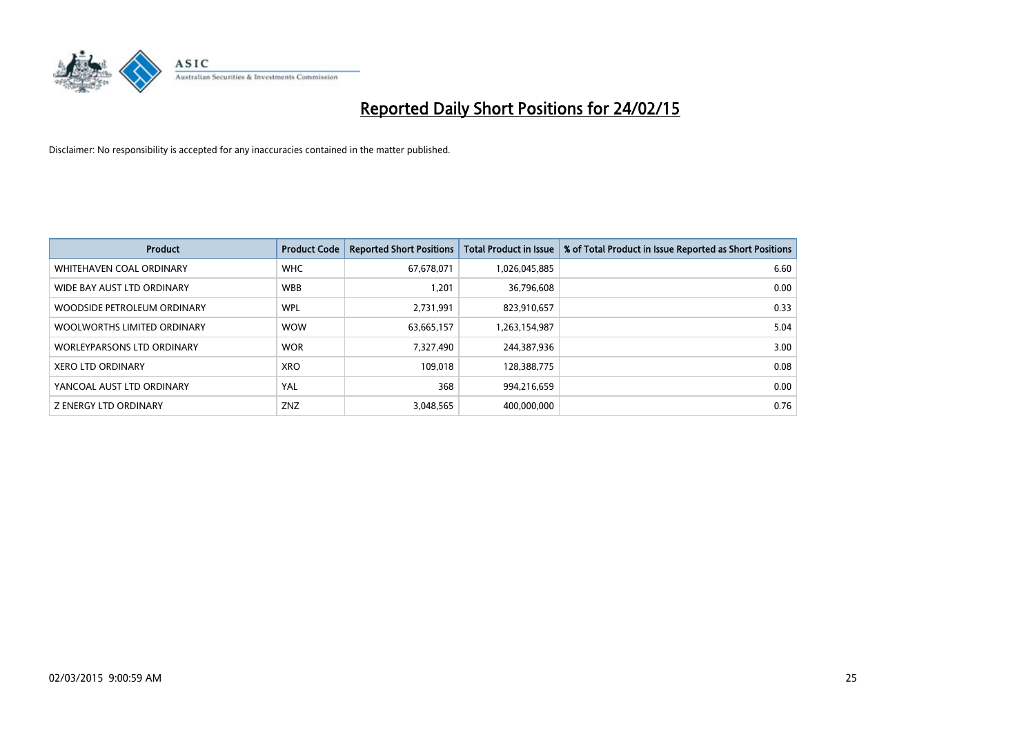# Reported Daily Short Positions for 24/02/15

Disclaimer: No responsibility is accepted for any inaccuracies contained in the matter published.

| Product | Product Code | Reported Short Positions | Total Product in Issue | % of Total Product in Issue Reported as Short Positions |
|---|---|---|---|---|
| WHITEHAVEN COAL ORDINARY | WHC | 67,678,071 | 1,026,045,885 | 6.60 |
| WIDE BAY AUST LTD ORDINARY | WBB | 1,201 | 36,796,608 | 0.00 |
| WOODSIDE PETROLEUM ORDINARY | WPL | 2,731,991 | 823,910,657 | 0.33 |
| WOOLWORTHS LIMITED ORDINARY | WOW | 63,665,157 | 1,263,154,987 | 5.04 |
| WORLEYPARSONS LTD ORDINARY | WOR | 7,327,490 | 244,387,936 | 3.00 |
| XERO LTD ORDINARY | XRO | 109,018 | 128,388,775 | 0.08 |
| YANCOAL AUST LTD ORDINARY | YAL | 368 | 994,216,659 | 0.00 |
| Z ENERGY LTD ORDINARY | ZNZ | 3,048,565 | 400,000,000 | 0.76 |

02/03/2015 9:00:59 AM